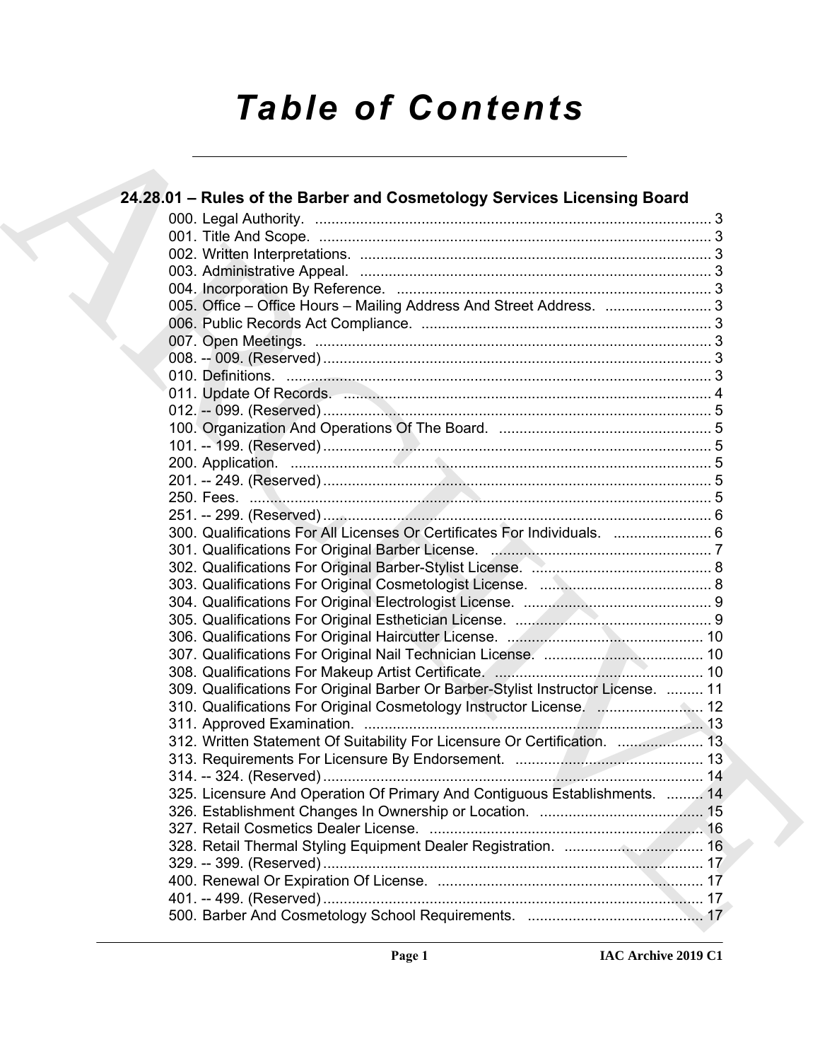# Table of Contents

## 24.28.01 – Rules of the Barber and Cosmetology Services Licensing Board

000. Legal Authority. ... 3
001. Title And Scope. ... 3
002. Written Interpretations. ... 3
003. Administrative Appeal. ... 3
004. Incorporation By Reference. ... 3
005. Office – Office Hours – Mailing Address And Street Address. ... 3
006. Public Records Act Compliance. ... 3
007. Open Meetings. ... 3
008. -- 009. (Reserved) ... 3
010. Definitions. ... 3
011. Update Of Records. ... 4
012. -- 099. (Reserved) ... 5
100. Organization And Operations Of The Board. ... 5
101. -- 199. (Reserved) ... 5
200. Application. ... 5
201. -- 249. (Reserved) ... 5
250. Fees. ... 5
251. -- 299. (Reserved) ... 6
300. Qualifications For All Licenses Or Certificates For Individuals. ... 6
301. Qualifications For Original Barber License. ... 7
302. Qualifications For Original Barber-Stylist License. ... 8
303. Qualifications For Original Cosmetologist License. ... 8
304. Qualifications For Original Electrologist License. ... 9
305. Qualifications For Original Esthetician License. ... 9
306. Qualifications For Original Haircutter License. ... 10
307. Qualifications For Original Nail Technician License. ... 10
308. Qualifications For Makeup Artist Certificate. ... 10
309. Qualifications For Original Barber Or Barber-Stylist Instructor License. ... 11
310. Qualifications For Original Cosmetology Instructor License. ... 12
311. Approved Examination. ... 13
312. Written Statement Of Suitability For Licensure Or Certification. ... 13
313. Requirements For Licensure By Endorsement. ... 13
314. -- 324. (Reserved) ... 14
325. Licensure And Operation Of Primary And Contiguous Establishments. ... 14
326. Establishment Changes In Ownership or Location. ... 15
327. Retail Cosmetics Dealer License. ... 16
328. Retail Thermal Styling Equipment Dealer Registration. ... 16
329. -- 399. (Reserved) ... 17
400. Renewal Or Expiration Of License. ... 17
401. -- 499. (Reserved) ... 17
500. Barber And Cosmetology School Requirements. ... 17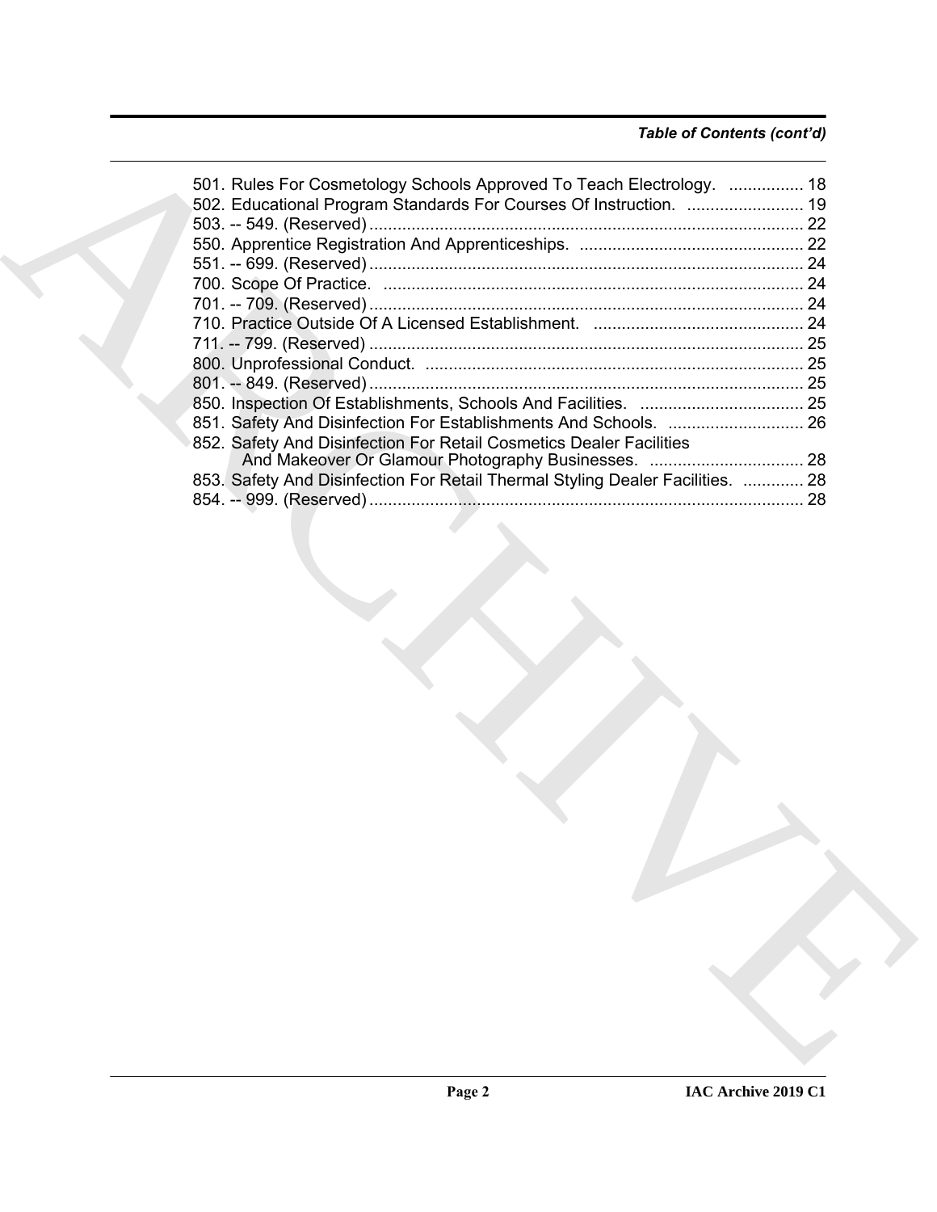*Table of Contents (cont'd)*

501. Rules For Cosmetology Schools Approved To Teach Electrology. ................ 18
502. Educational Program Standards For Courses Of Instruction. ......................... 19
503. -- 549. (Reserved) ............................................................................................ 22
550. Apprentice Registration And Apprenticeships. ................................................ 22
551. -- 699. (Reserved) ............................................................................................ 24
700. Scope Of Practice. ......................................................................................... 24
701. -- 709. (Reserved) ............................................................................................ 24
710. Practice Outside Of A Licensed Establishment. ............................................. 24
711. -- 799. (Reserved) ............................................................................................ 25
800. Unprofessional Conduct. ................................................................................ 25
801. -- 849. (Reserved) ............................................................................................ 25
850. Inspection Of Establishments, Schools And Facilities. ................................... 25
851. Safety And Disinfection For Establishments And Schools. ............................. 26
852. Safety And Disinfection For Retail Cosmetics Dealer Facilities And Makeover Or Glamour Photography Businesses. ................................. 28
853. Safety And Disinfection For Retail Thermal Styling Dealer Facilities. ............. 28
854. -- 999. (Reserved) ............................................................................................ 28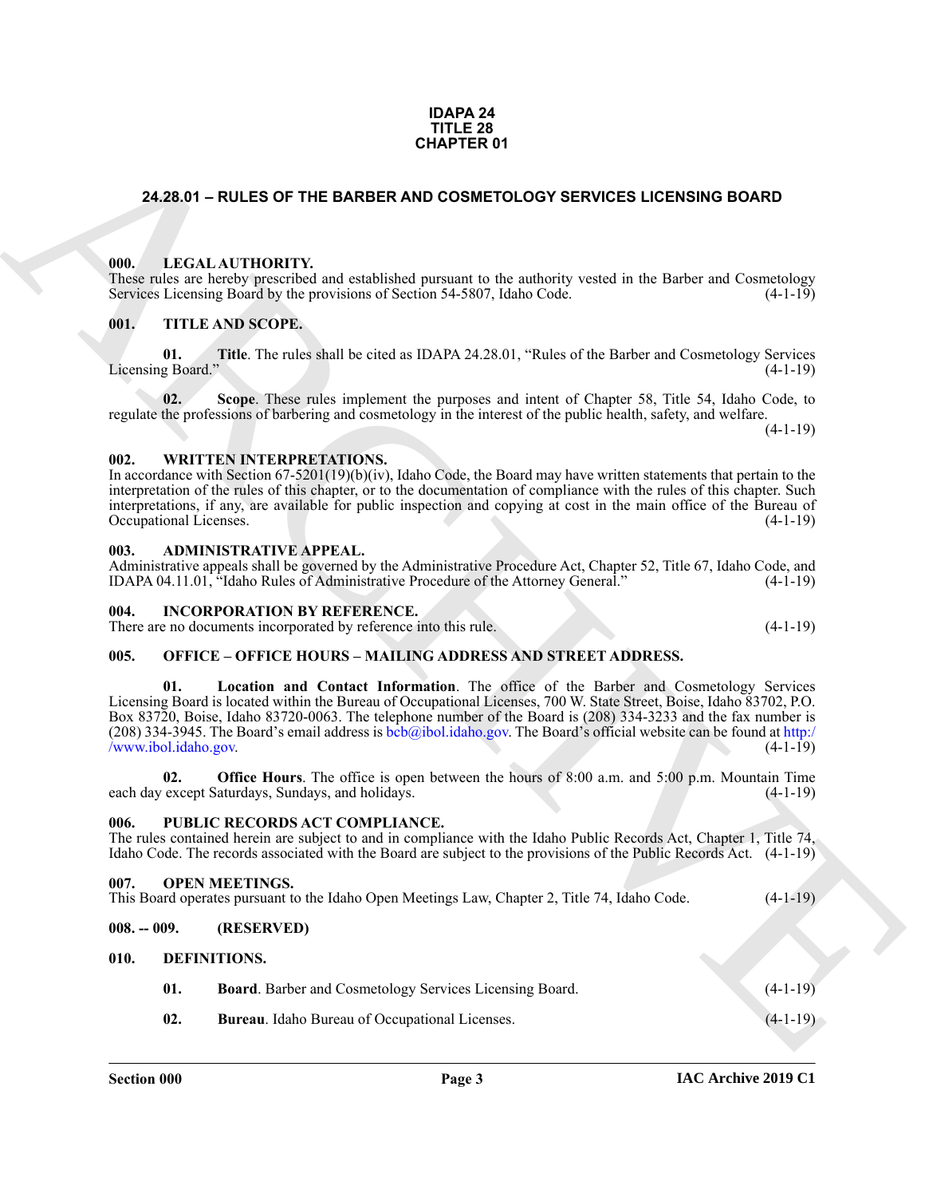**IDAPA 24**
**TITLE 28**
**CHAPTER 01**

## 24.28.01 – RULES OF THE BARBER AND COSMETOLOGY SERVICES LICENSING BOARD

### 000. LEGAL AUTHORITY.

These rules are hereby prescribed and established pursuant to the authority vested in the Barber and Cosmetology Services Licensing Board by the provisions of Section 54-5807, Idaho Code. (4-1-19)

### 001. TITLE AND SCOPE.

**01. Title**. The rules shall be cited as IDAPA 24.28.01, "Rules of the Barber and Cosmetology Services Licensing Board." (4-1-19)

**02. Scope**. These rules implement the purposes and intent of Chapter 58, Title 54, Idaho Code, to regulate the professions of barbering and cosmetology in the interest of the public health, safety, and welfare. (4-1-19)

### 002. WRITTEN INTERPRETATIONS.

In accordance with Section 67-5201(19)(b)(iv), Idaho Code, the Board may have written statements that pertain to the interpretation of the rules of this chapter, or to the documentation of compliance with the rules of this chapter. Such interpretations, if any, are available for public inspection and copying at cost in the main office of the Bureau of Occupational Licenses. (4-1-19)

### 003. ADMINISTRATIVE APPEAL.

Administrative appeals shall be governed by the Administrative Procedure Act, Chapter 52, Title 67, Idaho Code, and IDAPA 04.11.01, "Idaho Rules of Administrative Procedure of the Attorney General." (4-1-19)

### 004. INCORPORATION BY REFERENCE.

There are no documents incorporated by reference into this rule. (4-1-19)

### 005. OFFICE – OFFICE HOURS – MAILING ADDRESS AND STREET ADDRESS.

**01. Location and Contact Information**. The office of the Barber and Cosmetology Services Licensing Board is located within the Bureau of Occupational Licenses, 700 W. State Street, Boise, Idaho 83702, P.O. Box 83720, Boise, Idaho 83720-0063. The telephone number of the Board is (208) 334-3233 and the fax number is (208) 334-3945. The Board's email address is bcb@ibol.idaho.gov. The Board's official website can be found at http://www.ibol.idaho.gov. (4-1-19)

**02. Office Hours**. The office is open between the hours of 8:00 a.m. and 5:00 p.m. Mountain Time each day except Saturdays, Sundays, and holidays. (4-1-19)

### 006. PUBLIC RECORDS ACT COMPLIANCE.

The rules contained herein are subject to and in compliance with the Idaho Public Records Act, Chapter 1, Title 74, Idaho Code. The records associated with the Board are subject to the provisions of the Public Records Act. (4-1-19)

### 007. OPEN MEETINGS.

This Board operates pursuant to the Idaho Open Meetings Law, Chapter 2, Title 74, Idaho Code. (4-1-19)

### 008. -- 009. (RESERVED)

### 010. DEFINITIONS.

**01. Board**. Barber and Cosmetology Services Licensing Board. (4-1-19)

**02. Bureau**. Idaho Bureau of Occupational Licenses. (4-1-19)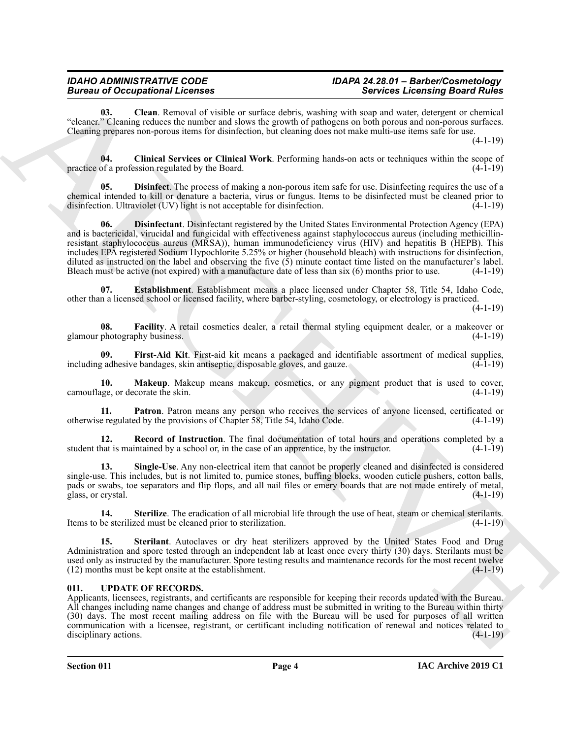**03. Clean**. Removal of visible or surface debris, washing with soap and water, detergent or chemical "cleaner." Cleaning reduces the number and slows the growth of pathogens on both porous and non-porous surfaces. Cleaning prepares non-porous items for disinfection, but cleaning does not make multi-use items safe for use. (4-1-19)

**04. Clinical Services or Clinical Work**. Performing hands-on acts or techniques within the scope of practice of a profession regulated by the Board. (4-1-19)

**05. Disinfect**. The process of making a non-porous item safe for use. Disinfecting requires the use of a chemical intended to kill or denature a bacteria, virus or fungus. Items to be disinfected must be cleaned prior to disinfection. Ultraviolet (UV) light is not acceptable for disinfection. (4-1-19)

**06. Disinfectant**. Disinfectant registered by the United States Environmental Protection Agency (EPA) and is bactericidal, virucidal and fungicidal with effectiveness against staphylococcus aureus (including methicillin-resistant staphylococcus aureus (MRSA)), human immunodeficiency virus (HIV) and hepatitis B (HEPB). This includes EPA registered Sodium Hypochlorite 5.25% or higher (household bleach) with instructions for disinfection, diluted as instructed on the label and observing the five (5) minute contact time listed on the manufacturer's label. Bleach must be active (not expired) with a manufacture date of less than six (6) months prior to use. (4-1-19)

**07. Establishment**. Establishment means a place licensed under Chapter 58, Title 54, Idaho Code, other than a licensed school or licensed facility, where barber-styling, cosmetology, or electrology is practiced. (4-1-19)

**08. Facility**. A retail cosmetics dealer, a retail thermal styling equipment dealer, or a makeover or glamour photography business. (4-1-19)

**09. First-Aid Kit**. First-aid kit means a packaged and identifiable assortment of medical supplies, including adhesive bandages, skin antiseptic, disposable gloves, and gauze. (4-1-19)

**10. Makeup**. Makeup means makeup, cosmetics, or any pigment product that is used to cover, camouflage, or decorate the skin. (4-1-19)

**11. Patron**. Patron means any person who receives the services of anyone licensed, certificated or otherwise regulated by the provisions of Chapter 58, Title 54, Idaho Code. (4-1-19)

**12. Record of Instruction**. The final documentation of total hours and operations completed by a student that is maintained by a school or, in the case of an apprentice, by the instructor. (4-1-19)

**13. Single-Use**. Any non-electrical item that cannot be properly cleaned and disinfected is considered single-use. This includes, but is not limited to, pumice stones, buffing blocks, wooden cuticle pushers, cotton balls, pads or swabs, toe separators and flip flops, and all nail files or emery boards that are not made entirely of metal, glass, or crystal. (4-1-19)

**14. Sterilize**. The eradication of all microbial life through the use of heat, steam or chemical sterilants. Items to be sterilized must be cleaned prior to sterilization. (4-1-19)

**15. Sterilant**. Autoclaves or dry heat sterilizers approved by the United States Food and Drug Administration and spore tested through an independent lab at least once every thirty (30) days. Sterilants must be used only as instructed by the manufacturer. Spore testing results and maintenance records for the most recent twelve (12) months must be kept onsite at the establishment. (4-1-19)

## 011. UPDATE OF RECORDS.

Applicants, licensees, registrants, and certificants are responsible for keeping their records updated with the Bureau. All changes including name changes and change of address must be submitted in writing to the Bureau within thirty (30) days. The most recent mailing address on file with the Bureau will be used for purposes of all written communication with a licensee, registrant, or certificant including notification of renewal and notices related to disciplinary actions. (4-1-19)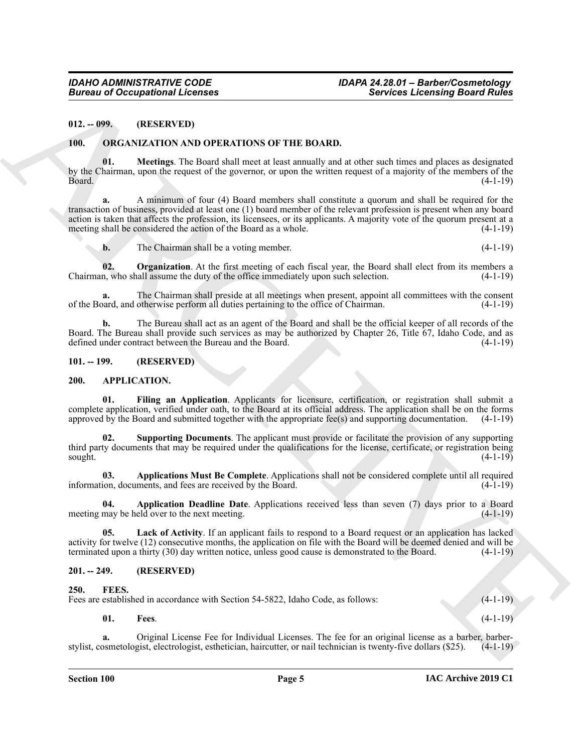**012. -- 099. (RESERVED)**

**100. ORGANIZATION AND OPERATIONS OF THE BOARD.**

**01. Meetings**. The Board shall meet at least annually and at other such times and places as designated by the Chairman, upon the request of the governor, or upon the written request of a majority of the members of the Board. (4-1-19)

**a.** A minimum of four (4) Board members shall constitute a quorum and shall be required for the transaction of business, provided at least one (1) board member of the relevant profession is present when any board action is taken that affects the profession, its licensees, or its applicants. A majority vote of the quorum present at a meeting shall be considered the action of the Board as a whole. (4-1-19)

**b.** The Chairman shall be a voting member. (4-1-19)

**02. Organization**. At the first meeting of each fiscal year, the Board shall elect from its members a Chairman, who shall assume the duty of the office immediately upon such selection. (4-1-19)

**a.** The Chairman shall preside at all meetings when present, appoint all committees with the consent of the Board, and otherwise perform all duties pertaining to the office of Chairman. (4-1-19)

**b.** The Bureau shall act as an agent of the Board and shall be the official keeper of all records of the Board. The Bureau shall provide such services as may be authorized by Chapter 26, Title 67, Idaho Code, and as defined under contract between the Bureau and the Board. (4-1-19)

**101. -- 199. (RESERVED)**

**200. APPLICATION.**

**01. Filing an Application**. Applicants for licensure, certification, or registration shall submit a complete application, verified under oath, to the Board at its official address. The application shall be on the forms approved by the Board and submitted together with the appropriate fee(s) and supporting documentation. (4-1-19)

**02. Supporting Documents**. The applicant must provide or facilitate the provision of any supporting third party documents that may be required under the qualifications for the license, certificate, or registration being sought. (4-1-19)

**03. Applications Must Be Complete**. Applications shall not be considered complete until all required information, documents, and fees are received by the Board. (4-1-19)

**04. Application Deadline Date**. Applications received less than seven (7) days prior to a Board meeting may be held over to the next meeting. (4-1-19)

**05. Lack of Activity**. If an applicant fails to respond to a Board request or an application has lacked activity for twelve (12) consecutive months, the application on file with the Board will be deemed denied and will be terminated upon a thirty (30) day written notice, unless good cause is demonstrated to the Board. (4-1-19)

**201. -- 249. (RESERVED)**

**250. FEES.**

Fees are established in accordance with Section 54-5822, Idaho Code, as follows: (4-1-19)

**01. Fees**. (4-1-19)

**a.** Original License Fee for Individual Licenses. The fee for an original license as a barber, barber-stylist, cosmetologist, electrologist, esthetician, haircutter, or nail technician is twenty-five dollars ($25). (4-1-19)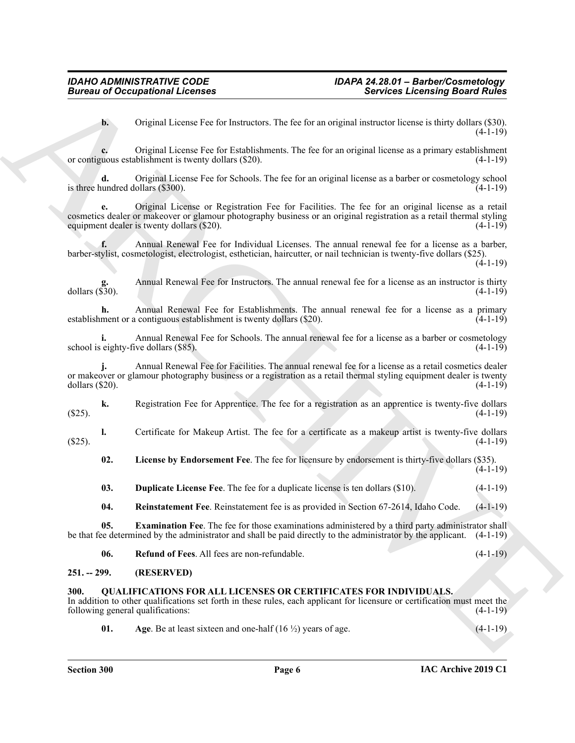**b.** Original License Fee for Instructors. The fee for an original instructor license is thirty dollars ($30). (4-1-19)

**c.** Original License Fee for Establishments. The fee for an original license as a primary establishment or contiguous establishment is twenty dollars ($20). (4-1-19)

**d.** Original License Fee for Schools. The fee for an original license as a barber or cosmetology school is three hundred dollars ($300). (4-1-19)

**e.** Original License or Registration Fee for Facilities. The fee for an original license as a retail cosmetics dealer or makeover or glamour photography business or an original registration as a retail thermal styling equipment dealer is twenty dollars ($20). (4-1-19)

**f.** Annual Renewal Fee for Individual Licenses. The annual renewal fee for a license as a barber, barber-stylist, cosmetologist, electrologist, esthetician, haircutter, or nail technician is twenty-five dollars ($25). (4-1-19)

**g.** Annual Renewal Fee for Instructors. The annual renewal fee for a license as an instructor is thirty dollars ($30). (4-1-19)

**h.** Annual Renewal Fee for Establishments. The annual renewal fee for a license as a primary establishment or a contiguous establishment is twenty dollars ($20). (4-1-19)

**i.** Annual Renewal Fee for Schools. The annual renewal fee for a license as a barber or cosmetology school is eighty-five dollars ($85). (4-1-19)

**j.** Annual Renewal Fee for Facilities. The annual renewal fee for a license as a retail cosmetics dealer or makeover or glamour photography business or a registration as a retail thermal styling equipment dealer is twenty dollars ($20). (4-1-19)

**k.** Registration Fee for Apprentice. The fee for a registration as an apprentice is twenty-five dollars ($25). (4-1-19)

**l.** Certificate for Makeup Artist. The fee for a certificate as a makeup artist is twenty-five dollars ($25). (4-1-19)

**02. License by Endorsement Fee**. The fee for licensure by endorsement is thirty-five dollars ($35). (4-1-19)

**03. Duplicate License Fee**. The fee for a duplicate license is ten dollars ($10). (4-1-19)

**04. Reinstatement Fee**. Reinstatement fee is as provided in Section 67-2614, Idaho Code. (4-1-19)

**05. Examination Fee**. The fee for those examinations administered by a third party administrator shall be that fee determined by the administrator and shall be paid directly to the administrator by the applicant. (4-1-19)

**06. Refund of Fees**. All fees are non-refundable. (4-1-19)

## 251. -- 299. (RESERVED)

## 300. QUALIFICATIONS FOR ALL LICENSES OR CERTIFICATES FOR INDIVIDUALS.

In addition to other qualifications set forth in these rules, each applicant for licensure or certification must meet the following general qualifications: (4-1-19)

**01. Age**. Be at least sixteen and one-half (16 ½) years of age. (4-1-19)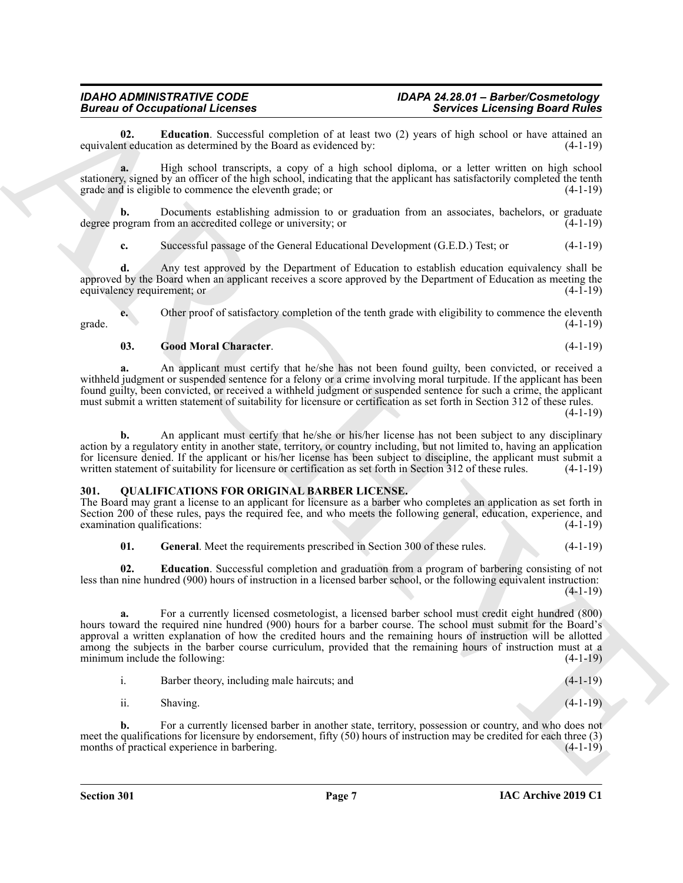**02. Education**. Successful completion of at least two (2) years of high school or have attained an equivalent education as determined by the Board as evidenced by: (4-1-19)

**a.** High school transcripts, a copy of a high school diploma, or a letter written on high school stationery, signed by an officer of the high school, indicating that the applicant has satisfactorily completed the tenth grade and is eligible to commence the eleventh grade; or (4-1-19)

**b.** Documents establishing admission to or graduation from an associates, bachelors, or graduate degree program from an accredited college or university; or (4-1-19)

**c.** Successful passage of the General Educational Development (G.E.D.) Test; or (4-1-19)

**d.** Any test approved by the Department of Education to establish education equivalency shall be approved by the Board when an applicant receives a score approved by the Department of Education as meeting the equivalency requirement; or (4-1-19)

**e.** Other proof of satisfactory completion of the tenth grade with eligibility to commence the eleventh grade. (4-1-19)

**03. Good Moral Character**. (4-1-19)

**a.** An applicant must certify that he/she has not been found guilty, been convicted, or received a withheld judgment or suspended sentence for a felony or a crime involving moral turpitude. If the applicant has been found guilty, been convicted, or received a withheld judgment or suspended sentence for such a crime, the applicant must submit a written statement of suitability for licensure or certification as set forth in Section 312 of these rules. (4-1-19)

**b.** An applicant must certify that he/she or his/her license has not been subject to any disciplinary action by a regulatory entity in another state, territory, or country including, but not limited to, having an application for licensure denied. If the applicant or his/her license has been subject to discipline, the applicant must submit a written statement of suitability for licensure or certification as set forth in Section 312 of these rules. (4-1-19)

## 301. QUALIFICATIONS FOR ORIGINAL BARBER LICENSE.

The Board may grant a license to an applicant for licensure as a barber who completes an application as set forth in Section 200 of these rules, pays the required fee, and who meets the following general, education, experience, and examination qualifications: (4-1-19)

**01. General**. Meet the requirements prescribed in Section 300 of these rules. (4-1-19)

**02. Education**. Successful completion and graduation from a program of barbering consisting of not less than nine hundred (900) hours of instruction in a licensed barber school, or the following equivalent instruction: (4-1-19)

**a.** For a currently licensed cosmetologist, a licensed barber school must credit eight hundred (800) hours toward the required nine hundred (900) hours for a barber course. The school must submit for the Board's approval a written explanation of how the credited hours and the remaining hours of instruction will be allotted among the subjects in the barber course curriculum, provided that the remaining hours of instruction must at a minimum include the following: (4-1-19)

i. Barber theory, including male haircuts; and (4-1-19)

ii. Shaving. (4-1-19)

**b.** For a currently licensed barber in another state, territory, possession or country, and who does not meet the qualifications for licensure by endorsement, fifty (50) hours of instruction may be credited for each three (3) months of practical experience in barbering. (4-1-19)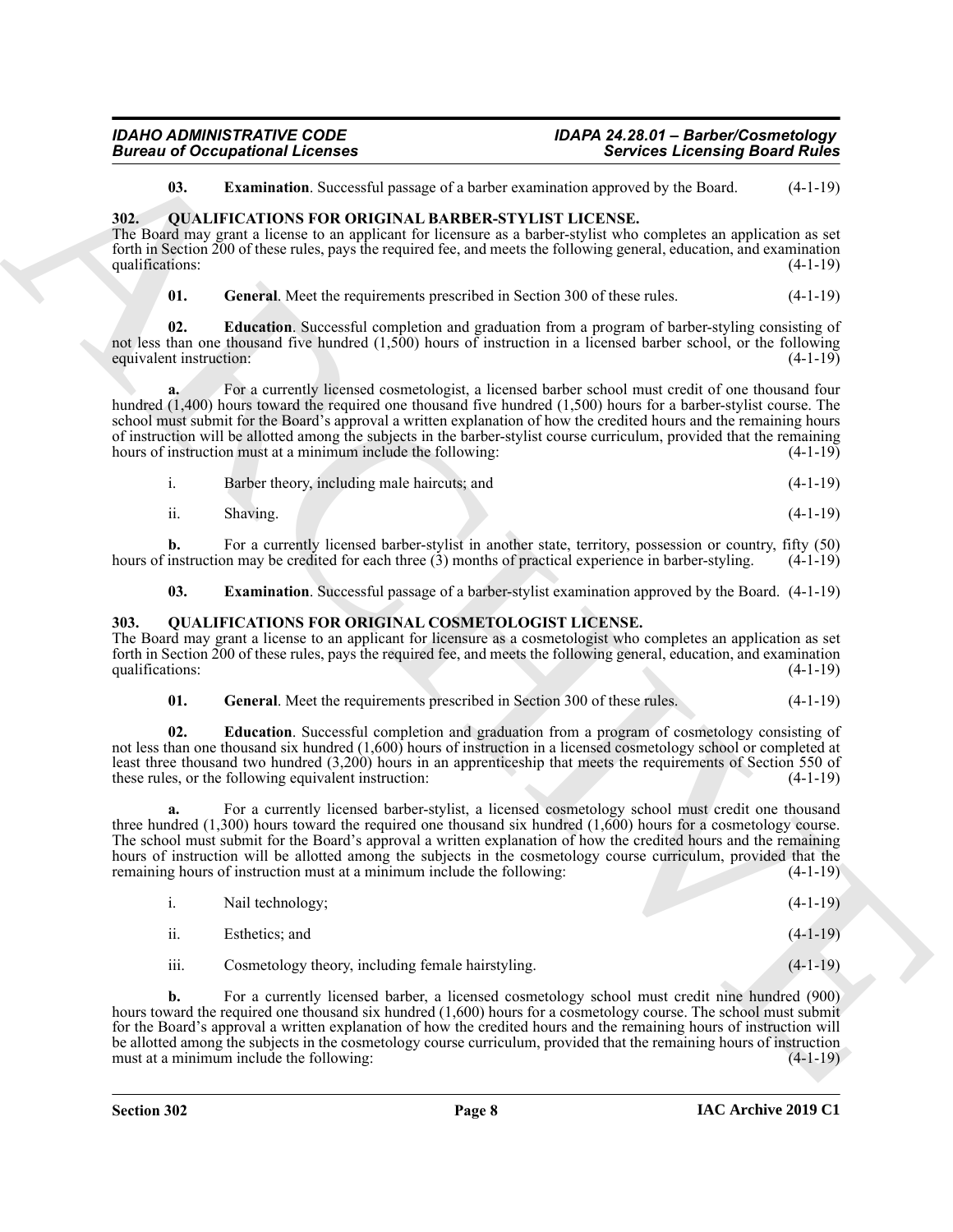**03. Examination**. Successful passage of a barber examination approved by the Board. (4-1-19)

### 302. QUALIFICATIONS FOR ORIGINAL BARBER-STYLIST LICENSE.

The Board may grant a license to an applicant for licensure as a barber-stylist who completes an application as set forth in Section 200 of these rules, pays the required fee, and meets the following general, education, and examination qualifications: (4-1-19)

**01. General**. Meet the requirements prescribed in Section 300 of these rules. (4-1-19)

**02. Education**. Successful completion and graduation from a program of barber-styling consisting of not less than one thousand five hundred (1,500) hours of instruction in a licensed barber school, or the following equivalent instruction: (4-1-19)

**a.** For a currently licensed cosmetologist, a licensed barber school must credit of one thousand four hundred (1,400) hours toward the required one thousand five hundred (1,500) hours for a barber-stylist course. The school must submit for the Board's approval a written explanation of how the credited hours and the remaining hours of instruction will be allotted among the subjects in the barber-stylist course curriculum, provided that the remaining hours of instruction must at a minimum include the following: (4-1-19)

i. Barber theory, including male haircuts; and (4-1-19)

ii. Shaving. (4-1-19)

**b.** For a currently licensed barber-stylist in another state, territory, possession or country, fifty (50) hours of instruction may be credited for each three (3) months of practical experience in barber-styling. (4-1-19)

**03. Examination**. Successful passage of a barber-stylist examination approved by the Board. (4-1-19)

### 303. QUALIFICATIONS FOR ORIGINAL COSMETOLOGIST LICENSE.

The Board may grant a license to an applicant for licensure as a cosmetologist who completes an application as set forth in Section 200 of these rules, pays the required fee, and meets the following general, education, and examination qualifications: (4-1-19)

**01. General**. Meet the requirements prescribed in Section 300 of these rules. (4-1-19)

**02. Education**. Successful completion and graduation from a program of cosmetology consisting of not less than one thousand six hundred (1,600) hours of instruction in a licensed cosmetology school or completed at least three thousand two hundred (3,200) hours in an apprenticeship that meets the requirements of Section 550 of these rules, or the following equivalent instruction: (4-1-19)

**a.** For a currently licensed barber-stylist, a licensed cosmetology school must credit one thousand three hundred (1,300) hours toward the required one thousand six hundred (1,600) hours for a cosmetology course. The school must submit for the Board's approval a written explanation of how the credited hours and the remaining hours of instruction will be allotted among the subjects in the cosmetology course curriculum, provided that the remaining hours of instruction must at a minimum include the following: (4-1-19)

i. Nail technology; (4-1-19)

ii. Esthetics; and (4-1-19)

iii. Cosmetology theory, including female hairstyling. (4-1-19)

**b.** For a currently licensed barber, a licensed cosmetology school must credit nine hundred (900) hours toward the required one thousand six hundred (1,600) hours for a cosmetology course. The school must submit for the Board's approval a written explanation of how the credited hours and the remaining hours of instruction will be allotted among the subjects in the cosmetology course curriculum, provided that the remaining hours of instruction must at a minimum include the following: (4-1-19)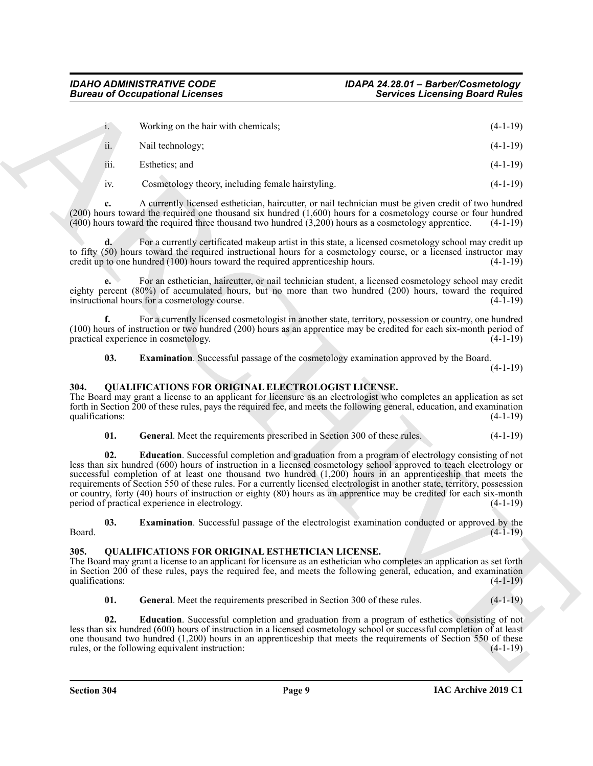i. Working on the hair with chemicals; (4-1-19)

ii. Nail technology; (4-1-19)

iii. Esthetics; and (4-1-19)

iv. Cosmetology theory, including female hairstyling. (4-1-19)

**c.** A currently licensed esthetician, haircutter, or nail technician must be given credit of two hundred (200) hours toward the required one thousand six hundred (1,600) hours for a cosmetology course or four hundred (400) hours toward the required three thousand two hundred (3,200) hours as a cosmetology apprentice. (4-1-19)

**d.** For a currently certificated makeup artist in this state, a licensed cosmetology school may credit up to fifty (50) hours toward the required instructional hours for a cosmetology course, or a licensed instructor may credit up to one hundred (100) hours toward the required apprenticeship hours. (4-1-19)

**e.** For an esthetician, haircutter, or nail technician student, a licensed cosmetology school may credit eighty percent (80%) of accumulated hours, but no more than two hundred (200) hours, toward the required instructional hours for a cosmetology course. (4-1-19)

**f.** For a currently licensed cosmetologist in another state, territory, possession or country, one hundred (100) hours of instruction or two hundred (200) hours as an apprentice may be credited for each six-month period of practical experience in cosmetology. (4-1-19)

**03. Examination**. Successful passage of the cosmetology examination approved by the Board. (4-1-19)

## 304. QUALIFICATIONS FOR ORIGINAL ELECTROLOGIST LICENSE.

The Board may grant a license to an applicant for licensure as an electrologist who completes an application as set forth in Section 200 of these rules, pays the required fee, and meets the following general, education, and examination qualifications: (4-1-19)

**01. General**. Meet the requirements prescribed in Section 300 of these rules. (4-1-19)

**02. Education**. Successful completion and graduation from a program of electrology consisting of not less than six hundred (600) hours of instruction in a licensed cosmetology school approved to teach electrology or successful completion of at least one thousand two hundred (1,200) hours in an apprenticeship that meets the requirements of Section 550 of these rules. For a currently licensed electrologist in another state, territory, possession or country, forty (40) hours of instruction or eighty (80) hours as an apprentice may be credited for each six-month period of practical experience in electrology. (4-1-19)

**03. Examination**. Successful passage of the electrologist examination conducted or approved by the Board. (4-1-19)

## 305. QUALIFICATIONS FOR ORIGINAL ESTHETICIAN LICENSE.

The Board may grant a license to an applicant for licensure as an esthetician who completes an application as set forth in Section 200 of these rules, pays the required fee, and meets the following general, education, and examination qualifications: (4-1-19)

**01. General**. Meet the requirements prescribed in Section 300 of these rules. (4-1-19)

**02. Education**. Successful completion and graduation from a program of esthetics consisting of not less than six hundred (600) hours of instruction in a licensed cosmetology school or successful completion of at least one thousand two hundred (1,200) hours in an apprenticeship that meets the requirements of Section 550 of these rules, or the following equivalent instruction: (4-1-19)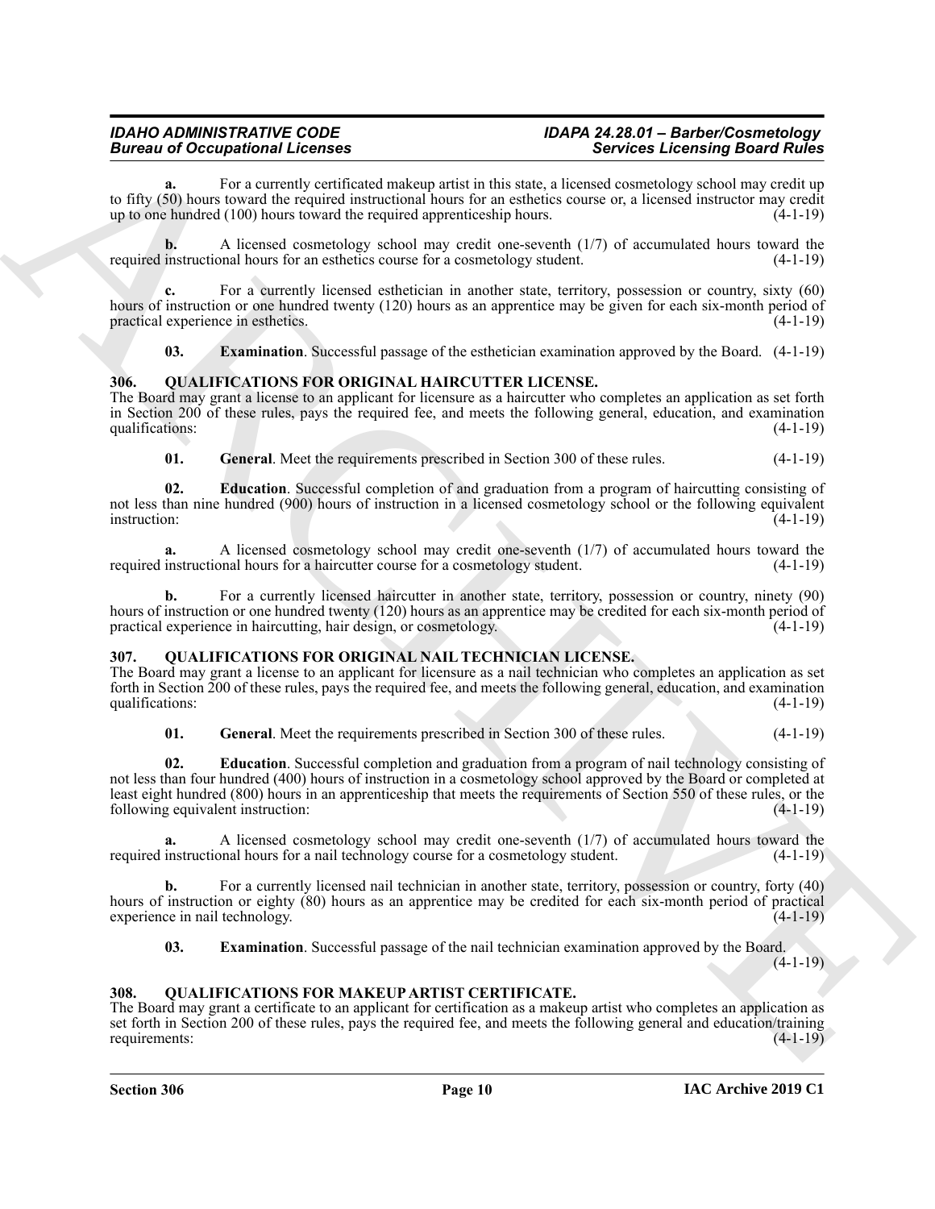**a.** For a currently certificated makeup artist in this state, a licensed cosmetology school may credit up to fifty (50) hours toward the required instructional hours for an esthetics course or, a licensed instructor may credit up to one hundred (100) hours toward the required apprenticeship hours. (4-1-19)

**b.** A licensed cosmetology school may credit one-seventh (1/7) of accumulated hours toward the required instructional hours for an esthetics course for a cosmetology student. (4-1-19)

**c.** For a currently licensed esthetician in another state, territory, possession or country, sixty (60) hours of instruction or one hundred twenty (120) hours as an apprentice may be given for each six-month period of practical experience in esthetics. (4-1-19)

**03. Examination**. Successful passage of the esthetician examination approved by the Board. (4-1-19)

### 306. QUALIFICATIONS FOR ORIGINAL HAIRCUTTER LICENSE.

The Board may grant a license to an applicant for licensure as a haircutter who completes an application as set forth in Section 200 of these rules, pays the required fee, and meets the following general, education, and examination qualifications: (4-1-19)

**01. General**. Meet the requirements prescribed in Section 300 of these rules. (4-1-19)

**02. Education**. Successful completion of and graduation from a program of haircutting consisting of not less than nine hundred (900) hours of instruction in a licensed cosmetology school or the following equivalent instruction: (4-1-19)

**a.** A licensed cosmetology school may credit one-seventh (1/7) of accumulated hours toward the required instructional hours for a haircutter course for a cosmetology student. (4-1-19)

**b.** For a currently licensed haircutter in another state, territory, possession or country, ninety (90) hours of instruction or one hundred twenty (120) hours as an apprentice may be credited for each six-month period of practical experience in haircutting, hair design, or cosmetology. (4-1-19)

### 307. QUALIFICATIONS FOR ORIGINAL NAIL TECHNICIAN LICENSE.

The Board may grant a license to an applicant for licensure as a nail technician who completes an application as set forth in Section 200 of these rules, pays the required fee, and meets the following general, education, and examination qualifications: (4-1-19)

**01. General**. Meet the requirements prescribed in Section 300 of these rules. (4-1-19)

**02. Education**. Successful completion and graduation from a program of nail technology consisting of not less than four hundred (400) hours of instruction in a cosmetology school approved by the Board or completed at least eight hundred (800) hours in an apprenticeship that meets the requirements of Section 550 of these rules, or the following equivalent instruction: (4-1-19)

**a.** A licensed cosmetology school may credit one-seventh (1/7) of accumulated hours toward the required instructional hours for a nail technology course for a cosmetology student. (4-1-19)

**b.** For a currently licensed nail technician in another state, territory, possession or country, forty (40) hours of instruction or eighty (80) hours as an apprentice may be credited for each six-month period of practical experience in nail technology. (4-1-19)

**03. Examination**. Successful passage of the nail technician examination approved by the Board. (4-1-19)

### 308. QUALIFICATIONS FOR MAKEUP ARTIST CERTIFICATE.

The Board may grant a certificate to an applicant for certification as a makeup artist who completes an application as set forth in Section 200 of these rules, pays the required fee, and meets the following general and education/training requirements: (4-1-19)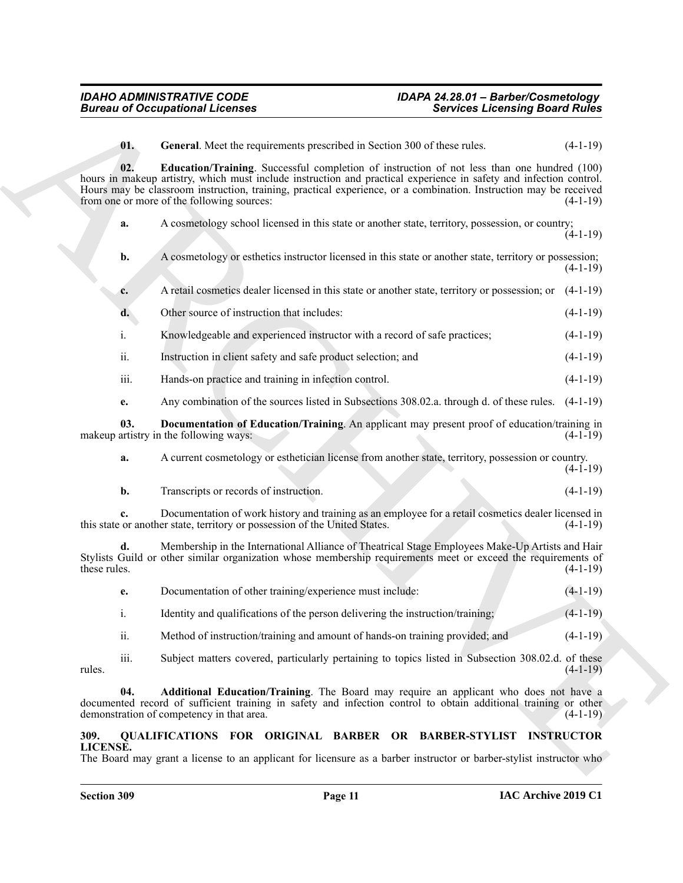**01. General**. Meet the requirements prescribed in Section 300 of these rules. (4-1-19)

**02. Education/Training**. Successful completion of instruction of not less than one hundred (100) hours in makeup artistry, which must include instruction and practical experience in safety and infection control. Hours may be classroom instruction, training, practical experience, or a combination. Instruction may be received from one or more of the following sources: (4-1-19)

**a.** A cosmetology school licensed in this state or another state, territory, possession, or country; (4-1-19)

**b.** A cosmetology or esthetics instructor licensed in this state or another state, territory or possession; (4-1-19)

**c.** A retail cosmetics dealer licensed in this state or another state, territory or possession; or (4-1-19)

**d.** Other source of instruction that includes: (4-1-19)

i. Knowledgeable and experienced instructor with a record of safe practices; (4-1-19)

ii. Instruction in client safety and safe product selection; and (4-1-19)

iii. Hands-on practice and training in infection control. (4-1-19)

**e.** Any combination of the sources listed in Subsections 308.02.a. through d. of these rules. (4-1-19)

**03. Documentation of Education/Training**. An applicant may present proof of education/training in makeup artistry in the following ways: (4-1-19)

**a.** A current cosmetology or esthetician license from another state, territory, possession or country. (4-1-19)

**b.** Transcripts or records of instruction. (4-1-19)

**c.** Documentation of work history and training as an employee for a retail cosmetics dealer licensed in this state or another state, territory or possession of the United States. (4-1-19)

**d.** Membership in the International Alliance of Theatrical Stage Employees Make-Up Artists and Hair Stylists Guild or other similar organization whose membership requirements meet or exceed the requirements of these rules. (4-1-19)

**e.** Documentation of other training/experience must include: (4-1-19)

i. Identity and qualifications of the person delivering the instruction/training; (4-1-19)

ii. Method of instruction/training and amount of hands-on training provided; and (4-1-19)

iii. Subject matters covered, particularly pertaining to topics listed in Subsection 308.02.d. of these rules. (4-1-19)

**04. Additional Education/Training**. The Board may require an applicant who does not have a documented record of sufficient training in safety and infection control to obtain additional training or other demonstration of competency in that area. (4-1-19)

## 309. QUALIFICATIONS FOR ORIGINAL BARBER OR BARBER-STYLIST INSTRUCTOR LICENSE.

The Board may grant a license to an applicant for licensure as a barber instructor or barber-stylist instructor who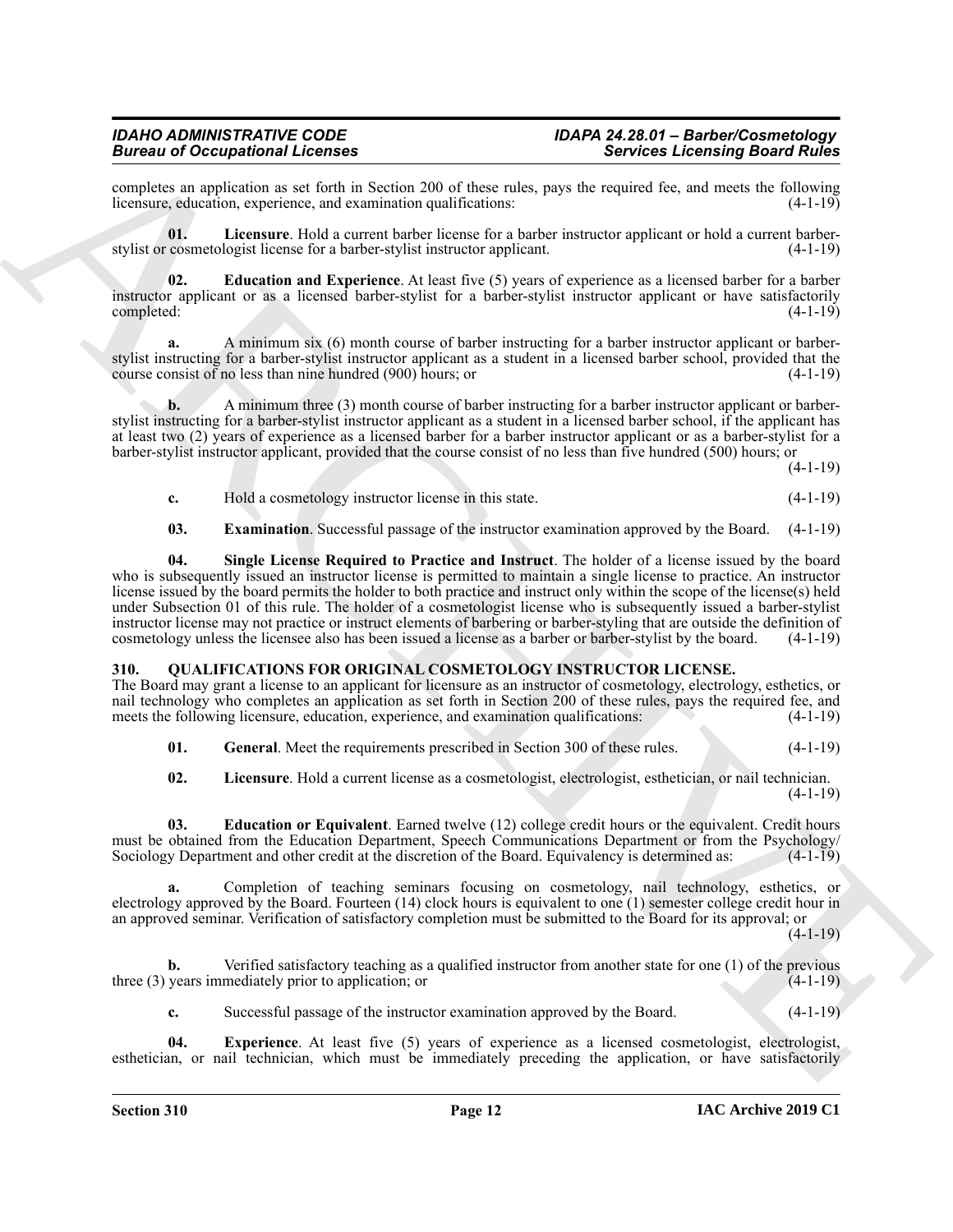completes an application as set forth in Section 200 of these rules, pays the required fee, and meets the following licensure, education, experience, and examination qualifications: (4-1-19)

**01. Licensure**. Hold a current barber license for a barber instructor applicant or hold a current barber-stylist or cosmetologist license for a barber-stylist instructor applicant. (4-1-19)

**02. Education and Experience**. At least five (5) years of experience as a licensed barber for a barber instructor applicant or as a licensed barber-stylist for a barber-stylist instructor applicant or have satisfactorily completed: (4-1-19)

**a.** A minimum six (6) month course of barber instructing for a barber instructor applicant or barber-stylist instructing for a barber-stylist instructor applicant as a student in a licensed barber school, provided that the course consist of no less than nine hundred (900) hours; or (4-1-19)

**b.** A minimum three (3) month course of barber instructing for a barber instructor applicant or barber-stylist instructing for a barber-stylist instructor applicant as a student in a licensed barber school, if the applicant has at least two (2) years of experience as a licensed barber for a barber instructor applicant or as a barber-stylist for a barber-stylist instructor applicant, provided that the course consist of no less than five hundred (500) hours; or (4-1-19)

**c.** Hold a cosmetology instructor license in this state. (4-1-19)

**03. Examination**. Successful passage of the instructor examination approved by the Board. (4-1-19)

**04. Single License Required to Practice and Instruct**. The holder of a license issued by the board who is subsequently issued an instructor license is permitted to maintain a single license to practice. An instructor license issued by the board permits the holder to both practice and instruct only within the scope of the license(s) held under Subsection 01 of this rule. The holder of a cosmetologist license who is subsequently issued a barber-stylist instructor license may not practice or instruct elements of barbering or barber-styling that are outside the definition of cosmetology unless the licensee also has been issued a license as a barber or barber-stylist by the board. (4-1-19)

## 310. QUALIFICATIONS FOR ORIGINAL COSMETOLOGY INSTRUCTOR LICENSE.

The Board may grant a license to an applicant for licensure as an instructor of cosmetology, electrology, esthetics, or nail technology who completes an application as set forth in Section 200 of these rules, pays the required fee, and meets the following licensure, education, experience, and examination qualifications: (4-1-19)

**01. General**. Meet the requirements prescribed in Section 300 of these rules. (4-1-19)

**02. Licensure**. Hold a current license as a cosmetologist, electrologist, esthetician, or nail technician. (4-1-19)

**03. Education or Equivalent**. Earned twelve (12) college credit hours or the equivalent. Credit hours must be obtained from the Education Department, Speech Communications Department or from the Psychology/Sociology Department and other credit at the discretion of the Board. Equivalency is determined as: (4-1-19)

**a.** Completion of teaching seminars focusing on cosmetology, nail technology, esthetics, or electrology approved by the Board. Fourteen (14) clock hours is equivalent to one (1) semester college credit hour in an approved seminar. Verification of satisfactory completion must be submitted to the Board for its approval; or (4-1-19)

**b.** Verified satisfactory teaching as a qualified instructor from another state for one (1) of the previous three (3) years immediately prior to application; or (4-1-19)

**c.** Successful passage of the instructor examination approved by the Board. (4-1-19)

**04. Experience**. At least five (5) years of experience as a licensed cosmetologist, electrologist, esthetician, or nail technician, which must be immediately preceding the application, or have satisfactorily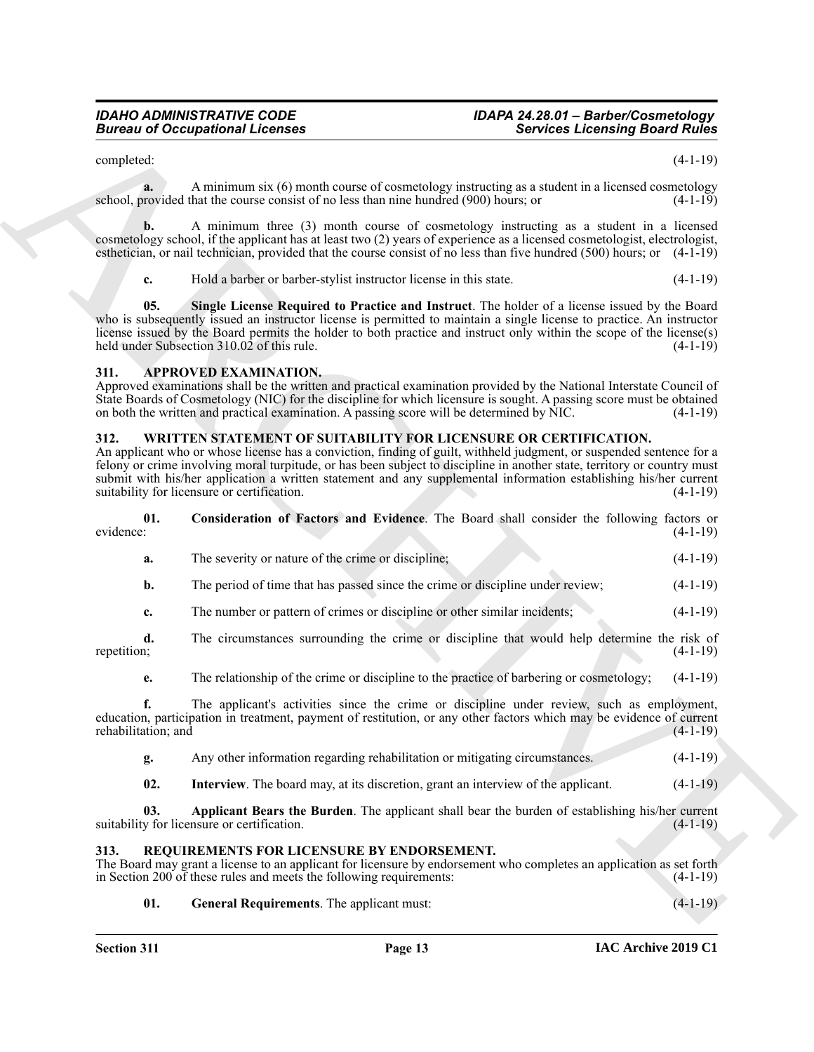completed: (4-1-19)

**a.** A minimum six (6) month course of cosmetology instructing as a student in a licensed cosmetology school, provided that the course consist of no less than nine hundred (900) hours; or (4-1-19)

**b.** A minimum three (3) month course of cosmetology instructing as a student in a licensed cosmetology school, if the applicant has at least two (2) years of experience as a licensed cosmetologist, electrologist, esthetician, or nail technician, provided that the course consist of no less than five hundred (500) hours; or (4-1-19)

**c.** Hold a barber or barber-stylist instructor license in this state. (4-1-19)

**05. Single License Required to Practice and Instruct**. The holder of a license issued by the Board who is subsequently issued an instructor license is permitted to maintain a single license to practice. An instructor license issued by the Board permits the holder to both practice and instruct only within the scope of the license(s) held under Subsection 310.02 of this rule. (4-1-19)

## 311. APPROVED EXAMINATION.

Approved examinations shall be the written and practical examination provided by the National Interstate Council of State Boards of Cosmetology (NIC) for the discipline for which licensure is sought. A passing score must be obtained on both the written and practical examination. A passing score will be determined by NIC. (4-1-19)

## 312. WRITTEN STATEMENT OF SUITABILITY FOR LICENSURE OR CERTIFICATION.

An applicant who or whose license has a conviction, finding of guilt, withheld judgment, or suspended sentence for a felony or crime involving moral turpitude, or has been subject to discipline in another state, territory or country must submit with his/her application a written statement and any supplemental information establishing his/her current suitability for licensure or certification. (4-1-19)

**01. Consideration of Factors and Evidence**. The Board shall consider the following factors or evidence: (4-1-19)

**a.** The severity or nature of the crime or discipline; (4-1-19)

**b.** The period of time that has passed since the crime or discipline under review; (4-1-19)

**c.** The number or pattern of crimes or discipline or other similar incidents; (4-1-19)

**d.** The circumstances surrounding the crime or discipline that would help determine the risk of repetition; (4-1-19)

**e.** The relationship of the crime or discipline to the practice of barbering or cosmetology; (4-1-19)

**f.** The applicant's activities since the crime or discipline under review, such as employment, education, participation in treatment, payment of restitution, or any other factors which may be evidence of current rehabilitation; and (4-1-19)

**g.** Any other information regarding rehabilitation or mitigating circumstances. (4-1-19)

**02. Interview**. The board may, at its discretion, grant an interview of the applicant. (4-1-19)

**03. Applicant Bears the Burden**. The applicant shall bear the burden of establishing his/her current suitability for licensure or certification. (4-1-19)

## 313. REQUIREMENTS FOR LICENSURE BY ENDORSEMENT.

The Board may grant a license to an applicant for licensure by endorsement who completes an application as set forth in Section 200 of these rules and meets the following requirements: (4-1-19)

**01. General Requirements**. The applicant must: (4-1-19)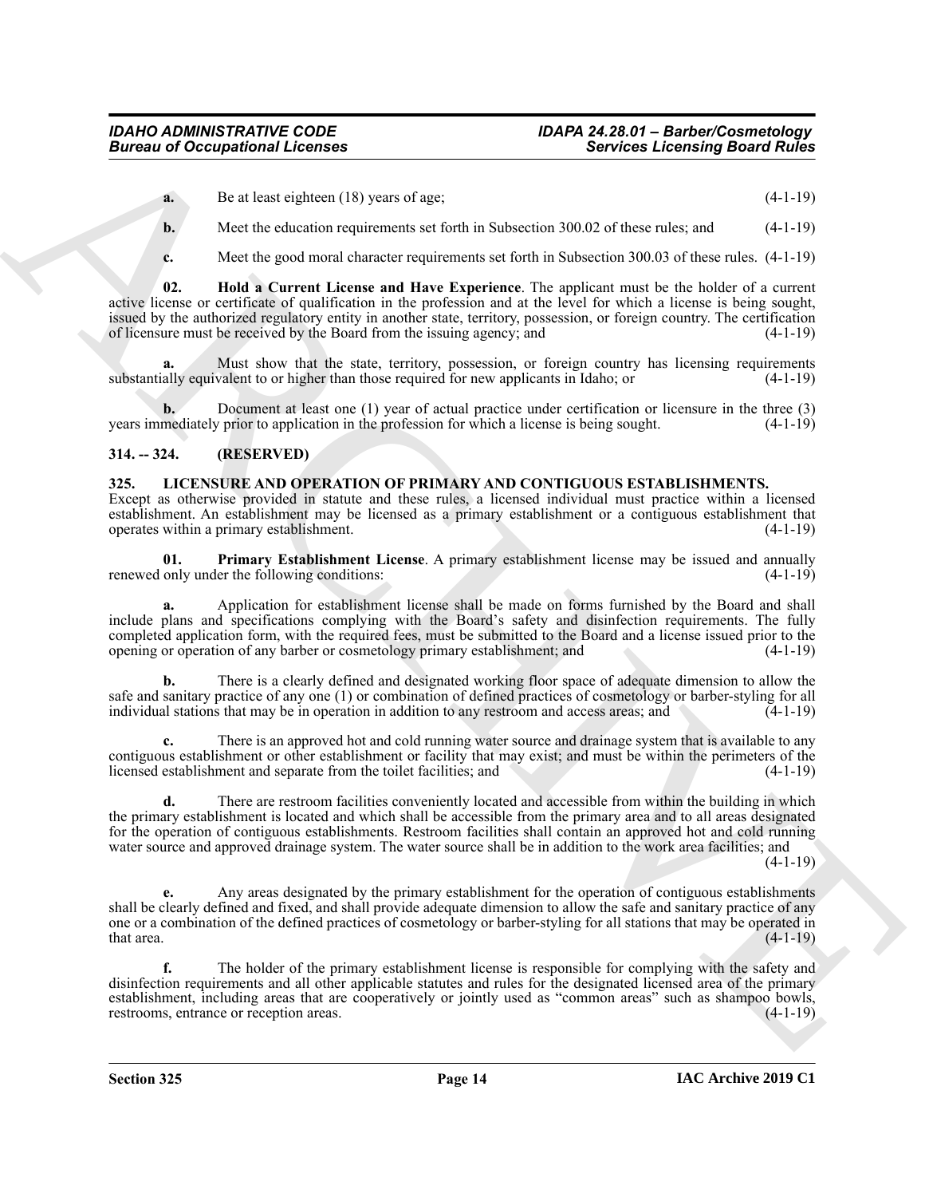**a.** Be at least eighteen (18) years of age; (4-1-19)

**b.** Meet the education requirements set forth in Subsection 300.02 of these rules; and (4-1-19)

**c.** Meet the good moral character requirements set forth in Subsection 300.03 of these rules. (4-1-19)

**02. Hold a Current License and Have Experience**. The applicant must be the holder of a current active license or certificate of qualification in the profession and at the level for which a license is being sought, issued by the authorized regulatory entity in another state, territory, possession, or foreign country. The certification of licensure must be received by the Board from the issuing agency; and (4-1-19)

**a.** Must show that the state, territory, possession, or foreign country has licensing requirements substantially equivalent to or higher than those required for new applicants in Idaho; or (4-1-19)

**b.** Document at least one (1) year of actual practice under certification or licensure in the three (3) years immediately prior to application in the profession for which a license is being sought. (4-1-19)

## 314. -- 324. (RESERVED)

## 325. LICENSURE AND OPERATION OF PRIMARY AND CONTIGUOUS ESTABLISHMENTS.

Except as otherwise provided in statute and these rules, a licensed individual must practice within a licensed establishment. An establishment may be licensed as a primary establishment or a contiguous establishment that operates within a primary establishment. (4-1-19)

**01. Primary Establishment License**. A primary establishment license may be issued and annually renewed only under the following conditions: (4-1-19)

**a.** Application for establishment license shall be made on forms furnished by the Board and shall include plans and specifications complying with the Board's safety and disinfection requirements. The fully completed application form, with the required fees, must be submitted to the Board and a license issued prior to the opening or operation of any barber or cosmetology primary establishment; and (4-1-19)

**b.** There is a clearly defined and designated working floor space of adequate dimension to allow the safe and sanitary practice of any one (1) or combination of defined practices of cosmetology or barber-styling for all individual stations that may be in operation in addition to any restroom and access areas; and (4-1-19)

**c.** There is an approved hot and cold running water source and drainage system that is available to any contiguous establishment or other establishment or facility that may exist; and must be within the perimeters of the licensed establishment and separate from the toilet facilities; and (4-1-19)

**d.** There are restroom facilities conveniently located and accessible from within the building in which the primary establishment is located and which shall be accessible from the primary area and to all areas designated for the operation of contiguous establishments. Restroom facilities shall contain an approved hot and cold running water source and approved drainage system. The water source shall be in addition to the work area facilities; and (4-1-19)

**e.** Any areas designated by the primary establishment for the operation of contiguous establishments shall be clearly defined and fixed, and shall provide adequate dimension to allow the safe and sanitary practice of any one or a combination of the defined practices of cosmetology or barber-styling for all stations that may be operated in that area. (4-1-19)

**f.** The holder of the primary establishment license is responsible for complying with the safety and disinfection requirements and all other applicable statutes and rules for the designated licensed area of the primary establishment, including areas that are cooperatively or jointly used as "common areas" such as shampoo bowls, restrooms, entrance or reception areas. (4-1-19)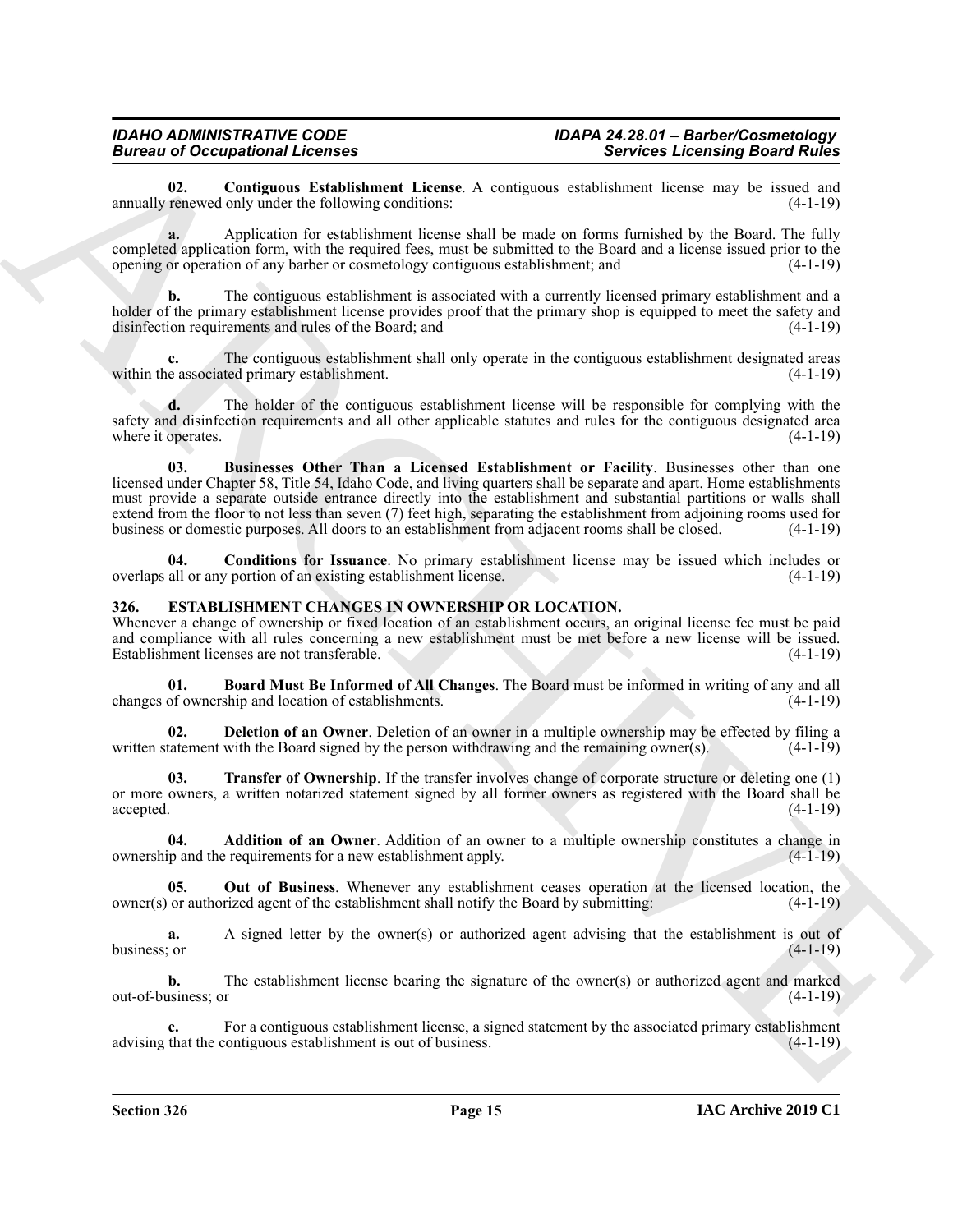**02. Contiguous Establishment License**. A contiguous establishment license may be issued and annually renewed only under the following conditions: (4-1-19)

**a.** Application for establishment license shall be made on forms furnished by the Board. The fully completed application form, with the required fees, must be submitted to the Board and a license issued prior to the opening or operation of any barber or cosmetology contiguous establishment; and (4-1-19)

**b.** The contiguous establishment is associated with a currently licensed primary establishment and a holder of the primary establishment license provides proof that the primary shop is equipped to meet the safety and disinfection requirements and rules of the Board; and (4-1-19)

**c.** The contiguous establishment shall only operate in the contiguous establishment designated areas within the associated primary establishment. (4-1-19)

**d.** The holder of the contiguous establishment license will be responsible for complying with the safety and disinfection requirements and all other applicable statutes and rules for the contiguous designated area where it operates. (4-1-19)

**03. Businesses Other Than a Licensed Establishment or Facility**. Businesses other than one licensed under Chapter 58, Title 54, Idaho Code, and living quarters shall be separate and apart. Home establishments must provide a separate outside entrance directly into the establishment and substantial partitions or walls shall extend from the floor to not less than seven (7) feet high, separating the establishment from adjoining rooms used for business or domestic purposes. All doors to an establishment from adjacent rooms shall be closed. (4-1-19)

**04. Conditions for Issuance**. No primary establishment license may be issued which includes or overlaps all or any portion of an existing establishment license. (4-1-19)

## 326. ESTABLISHMENT CHANGES IN OWNERSHIP OR LOCATION.

Whenever a change of ownership or fixed location of an establishment occurs, an original license fee must be paid and compliance with all rules concerning a new establishment must be met before a new license will be issued. Establishment licenses are not transferable. (4-1-19)

**01. Board Must Be Informed of All Changes**. The Board must be informed in writing of any and all changes of ownership and location of establishments. (4-1-19)

**02. Deletion of an Owner**. Deletion of an owner in a multiple ownership may be effected by filing a written statement with the Board signed by the person withdrawing and the remaining owner(s). (4-1-19)

**03. Transfer of Ownership**. If the transfer involves change of corporate structure or deleting one (1) or more owners, a written notarized statement signed by all former owners as registered with the Board shall be accepted. (4-1-19)

**04. Addition of an Owner**. Addition of an owner to a multiple ownership constitutes a change in ownership and the requirements for a new establishment apply. (4-1-19)

**05. Out of Business**. Whenever any establishment ceases operation at the licensed location, the owner(s) or authorized agent of the establishment shall notify the Board by submitting: (4-1-19)

**a.** A signed letter by the owner(s) or authorized agent advising that the establishment is out of business; or (4-1-19)

**b.** The establishment license bearing the signature of the owner(s) or authorized agent and marked out-of-business; or (4-1-19)

**c.** For a contiguous establishment license, a signed statement by the associated primary establishment advising that the contiguous establishment is out of business. (4-1-19)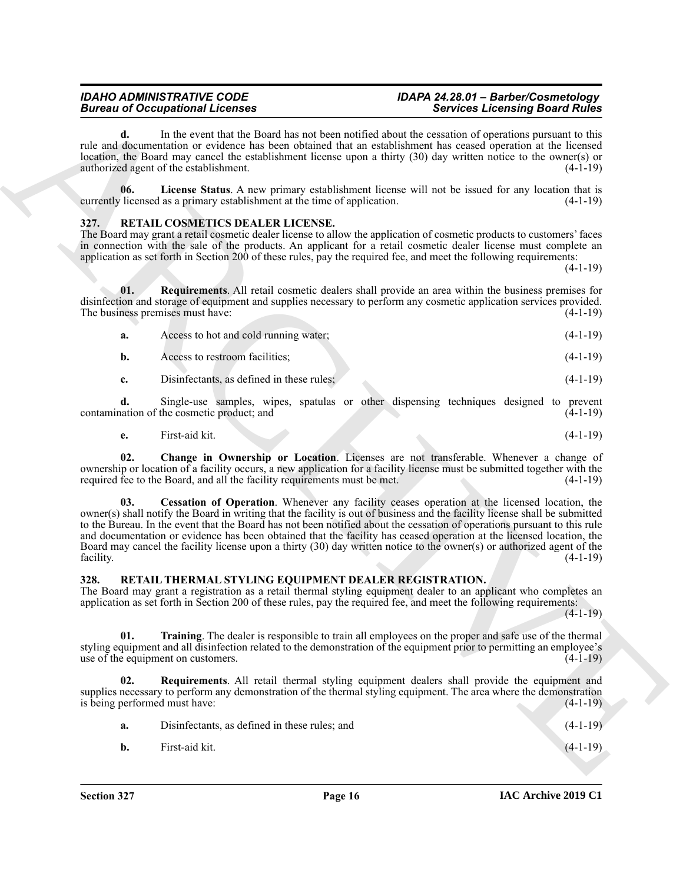**d.** In the event that the Board has not been notified about the cessation of operations pursuant to this rule and documentation or evidence has been obtained that an establishment has ceased operation at the licensed location, the Board may cancel the establishment license upon a thirty (30) day written notice to the owner(s) or authorized agent of the establishment. (4-1-19)

**06. License Status**. A new primary establishment license will not be issued for any location that is currently licensed as a primary establishment at the time of application. (4-1-19)

## 327. RETAIL COSMETICS DEALER LICENSE.

The Board may grant a retail cosmetic dealer license to allow the application of cosmetic products to customers' faces in connection with the sale of the products. An applicant for a retail cosmetic dealer license must complete an application as set forth in Section 200 of these rules, pay the required fee, and meet the following requirements: (4-1-19)

**01. Requirements**. All retail cosmetic dealers shall provide an area within the business premises for disinfection and storage of equipment and supplies necessary to perform any cosmetic application services provided. The business premises must have: (4-1-19)

**a.** Access to hot and cold running water; (4-1-19)

**b.** Access to restroom facilities; (4-1-19)

**c.** Disinfectants, as defined in these rules; (4-1-19)

**d.** Single-use samples, wipes, spatulas or other dispensing techniques designed to prevent contamination of the cosmetic product; and (4-1-19)

**e.** First-aid kit. (4-1-19)

**02. Change in Ownership or Location**. Licenses are not transferable. Whenever a change of ownership or location of a facility occurs, a new application for a facility license must be submitted together with the required fee to the Board, and all the facility requirements must be met. (4-1-19)

**03. Cessation of Operation**. Whenever any facility ceases operation at the licensed location, the owner(s) shall notify the Board in writing that the facility is out of business and the facility license shall be submitted to the Bureau. In the event that the Board has not been notified about the cessation of operations pursuant to this rule and documentation or evidence has been obtained that the facility has ceased operation at the licensed location, the Board may cancel the facility license upon a thirty (30) day written notice to the owner(s) or authorized agent of the facility. (4-1-19)

## 328. RETAIL THERMAL STYLING EQUIPMENT DEALER REGISTRATION.

The Board may grant a registration as a retail thermal styling equipment dealer to an applicant who completes an application as set forth in Section 200 of these rules, pay the required fee, and meet the following requirements: (4-1-19)

**01. Training**. The dealer is responsible to train all employees on the proper and safe use of the thermal styling equipment and all disinfection related to the demonstration of the equipment prior to permitting an employee's use of the equipment on customers. (4-1-19)

**02. Requirements**. All retail thermal styling equipment dealers shall provide the equipment and supplies necessary to perform any demonstration of the thermal styling equipment. The area where the demonstration is being performed must have: (4-1-19)

**a.** Disinfectants, as defined in these rules; and (4-1-19)

**b.** First-aid kit. (4-1-19)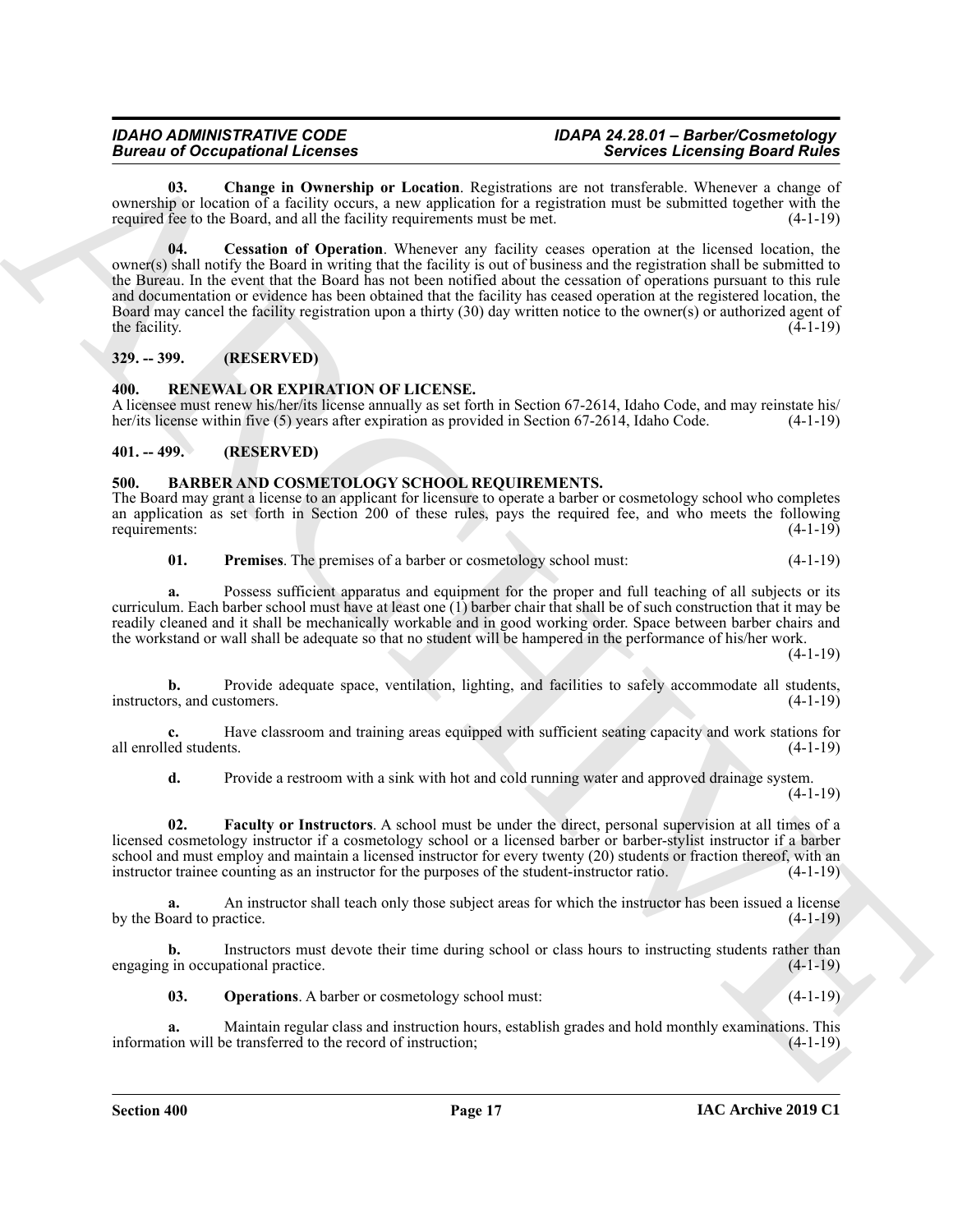**03. Change in Ownership or Location**. Registrations are not transferable. Whenever a change of ownership or location of a facility occurs, a new application for a registration must be submitted together with the required fee to the Board, and all the facility requirements must be met. (4-1-19)

**04. Cessation of Operation**. Whenever any facility ceases operation at the licensed location, the owner(s) shall notify the Board in writing that the facility is out of business and the registration shall be submitted to the Bureau. In the event that the Board has not been notified about the cessation of operations pursuant to this rule and documentation or evidence has been obtained that the facility has ceased operation at the registered location, the Board may cancel the facility registration upon a thirty (30) day written notice to the owner(s) or authorized agent of the facility. (4-1-19)

## 329. -- 399. (RESERVED)

## 400. RENEWAL OR EXPIRATION OF LICENSE.

A licensee must renew his/her/its license annually as set forth in Section 67-2614, Idaho Code, and may reinstate his/her/its license within five (5) years after expiration as provided in Section 67-2614, Idaho Code. (4-1-19)

## 401. -- 499. (RESERVED)

## 500. BARBER AND COSMETOLOGY SCHOOL REQUIREMENTS.

The Board may grant a license to an applicant for licensure to operate a barber or cosmetology school who completes an application as set forth in Section 200 of these rules, pays the required fee, and who meets the following requirements: (4-1-19)

**01. Premises**. The premises of a barber or cosmetology school must: (4-1-19)

**a.** Possess sufficient apparatus and equipment for the proper and full teaching of all subjects or its curriculum. Each barber school must have at least one (1) barber chair that shall be of such construction that it may be readily cleaned and it shall be mechanically workable and in good working order. Space between barber chairs and the workstand or wall shall be adequate so that no student will be hampered in the performance of his/her work. (4-1-19)

**b.** Provide adequate space, ventilation, lighting, and facilities to safely accommodate all students, instructors, and customers. (4-1-19)

**c.** Have classroom and training areas equipped with sufficient seating capacity and work stations for all enrolled students. (4-1-19)

**d.** Provide a restroom with a sink with hot and cold running water and approved drainage system. (4-1-19)

**02. Faculty or Instructors**. A school must be under the direct, personal supervision at all times of a licensed cosmetology instructor if a cosmetology school or a licensed barber or barber-stylist instructor if a barber school and must employ and maintain a licensed instructor for every twenty (20) students or fraction thereof, with an instructor trainee counting as an instructor for the purposes of the student-instructor ratio. (4-1-19)

**a.** An instructor shall teach only those subject areas for which the instructor has been issued a license by the Board to practice. (4-1-19)

**b.** Instructors must devote their time during school or class hours to instructing students rather than engaging in occupational practice. (4-1-19)

**03. Operations**. A barber or cosmetology school must: (4-1-19)

**a.** Maintain regular class and instruction hours, establish grades and hold monthly examinations. This information will be transferred to the record of instruction; (4-1-19)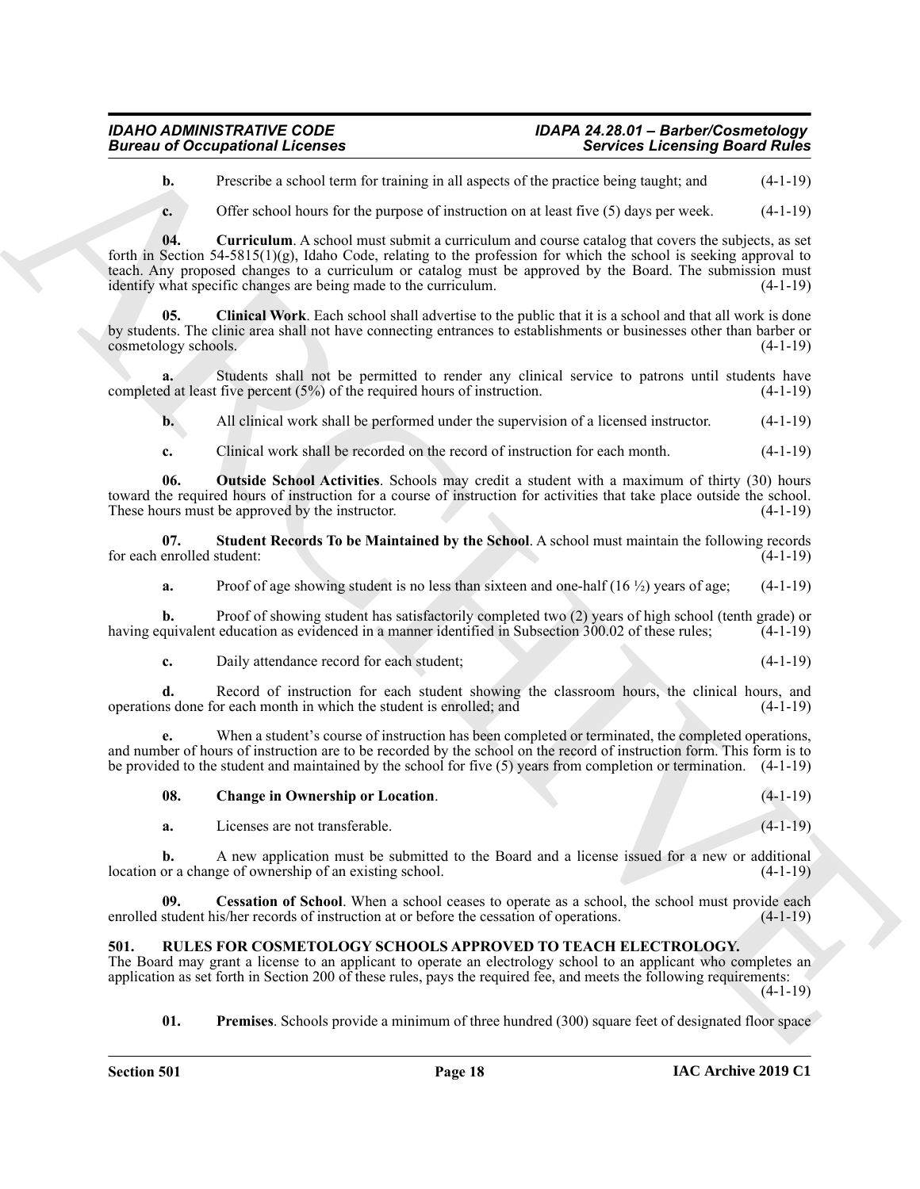**b.** Prescribe a school term for training in all aspects of the practice being taught; and (4-1-19)

**c.** Offer school hours for the purpose of instruction on at least five (5) days per week. (4-1-19)

**04. Curriculum**. A school must submit a curriculum and course catalog that covers the subjects, as set forth in Section 54-5815(1)(g), Idaho Code, relating to the profession for which the school is seeking approval to teach. Any proposed changes to a curriculum or catalog must be approved by the Board. The submission must identify what specific changes are being made to the curriculum. (4-1-19)

**05. Clinical Work**. Each school shall advertise to the public that it is a school and that all work is done by students. The clinic area shall not have connecting entrances to establishments or businesses other than barber or cosmetology schools. (4-1-19)

**a.** Students shall not be permitted to render any clinical service to patrons until students have completed at least five percent (5%) of the required hours of instruction. (4-1-19)

**b.** All clinical work shall be performed under the supervision of a licensed instructor. (4-1-19)

**c.** Clinical work shall be recorded on the record of instruction for each month. (4-1-19)

**06. Outside School Activities**. Schools may credit a student with a maximum of thirty (30) hours toward the required hours of instruction for a course of instruction for activities that take place outside the school. These hours must be approved by the instructor. (4-1-19)

**07. Student Records To be Maintained by the School**. A school must maintain the following records for each enrolled student: (4-1-19)

**a.** Proof of age showing student is no less than sixteen and one-half (16 ½) years of age; (4-1-19)

**b.** Proof of showing student has satisfactorily completed two (2) years of high school (tenth grade) or having equivalent education as evidenced in a manner identified in Subsection 300.02 of these rules; (4-1-19)

**c.** Daily attendance record for each student; (4-1-19)

**d.** Record of instruction for each student showing the classroom hours, the clinical hours, and operations done for each month in which the student is enrolled; and (4-1-19)

**e.** When a student's course of instruction has been completed or terminated, the completed operations, and number of hours of instruction are to be recorded by the school on the record of instruction form. This form is to be provided to the student and maintained by the school for five (5) years from completion or termination. (4-1-19)

**08. Change in Ownership or Location**. (4-1-19)

**a.** Licenses are not transferable. (4-1-19)

**b.** A new application must be submitted to the Board and a license issued for a new or additional location or a change of ownership of an existing school. (4-1-19)

**09. Cessation of School**. When a school ceases to operate as a school, the school must provide each enrolled student his/her records of instruction at or before the cessation of operations. (4-1-19)

## 501. RULES FOR COSMETOLOGY SCHOOLS APPROVED TO TEACH ELECTROLOGY.

The Board may grant a license to an applicant to operate an electrology school to an applicant who completes an application as set forth in Section 200 of these rules, pays the required fee, and meets the following requirements: (4-1-19)

**01. Premises**. Schools provide a minimum of three hundred (300) square feet of designated floor space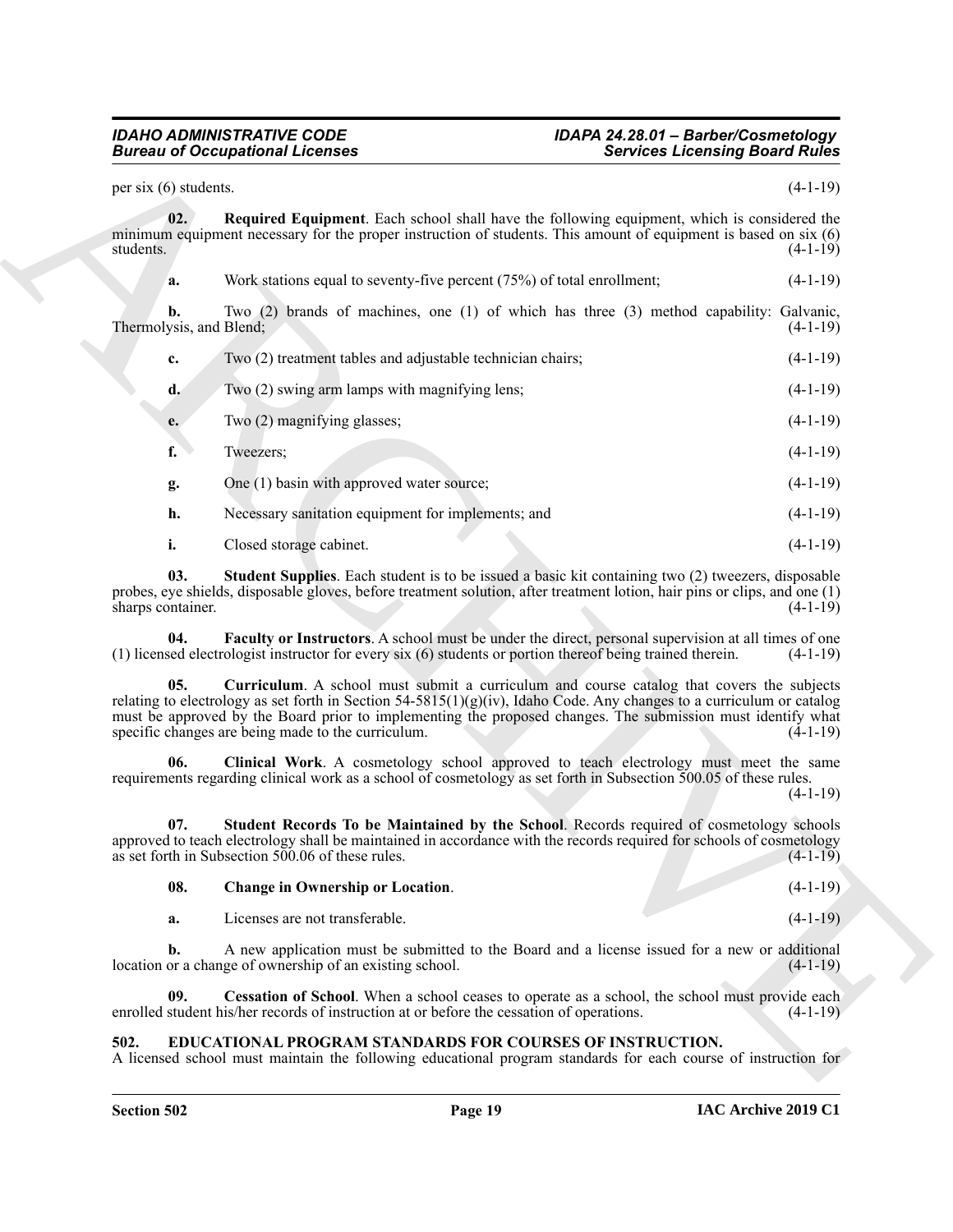per six (6) students. (4-1-19)

**02. Required Equipment**. Each school shall have the following equipment, which is considered the minimum equipment necessary for the proper instruction of students. This amount of equipment is based on six (6) students. (4-1-19)

**a.** Work stations equal to seventy-five percent (75%) of total enrollment; (4-1-19)

**b.** Two (2) brands of machines, one (1) of which has three (3) method capability: Galvanic, Thermolysis, and Blend; (4-1-19)

**c.** Two (2) treatment tables and adjustable technician chairs; (4-1-19)

**d.** Two (2) swing arm lamps with magnifying lens; (4-1-19)

**e.** Two (2) magnifying glasses; (4-1-19)

**f.** Tweezers; (4-1-19)

**g.** One (1) basin with approved water source; (4-1-19)

**h.** Necessary sanitation equipment for implements; and (4-1-19)

**i.** Closed storage cabinet. (4-1-19)

**03. Student Supplies**. Each student is to be issued a basic kit containing two (2) tweezers, disposable probes, eye shields, disposable gloves, before treatment solution, after treatment lotion, hair pins or clips, and one (1) sharps container. (4-1-19)

**04. Faculty or Instructors**. A school must be under the direct, personal supervision at all times of one (1) licensed electrologist instructor for every six (6) students or portion thereof being trained therein. (4-1-19)

**05. Curriculum**. A school must submit a curriculum and course catalog that covers the subjects relating to electrology as set forth in Section 54-5815(1)(g)(iv), Idaho Code. Any changes to a curriculum or catalog must be approved by the Board prior to implementing the proposed changes. The submission must identify what specific changes are being made to the curriculum. (4-1-19)

**06. Clinical Work**. A cosmetology school approved to teach electrology must meet the same requirements regarding clinical work as a school of cosmetology as set forth in Subsection 500.05 of these rules. (4-1-19)

**07. Student Records To be Maintained by the School**. Records required of cosmetology schools approved to teach electrology shall be maintained in accordance with the records required for schools of cosmetology as set forth in Subsection 500.06 of these rules. (4-1-19)

**08. Change in Ownership or Location**. (4-1-19)

**a.** Licenses are not transferable. (4-1-19)

**b.** A new application must be submitted to the Board and a license issued for a new or additional location or a change of ownership of an existing school. (4-1-19)

**09. Cessation of School**. When a school ceases to operate as a school, the school must provide each enrolled student his/her records of instruction at or before the cessation of operations. (4-1-19)

## 502. EDUCATIONAL PROGRAM STANDARDS FOR COURSES OF INSTRUCTION.

A licensed school must maintain the following educational program standards for each course of instruction for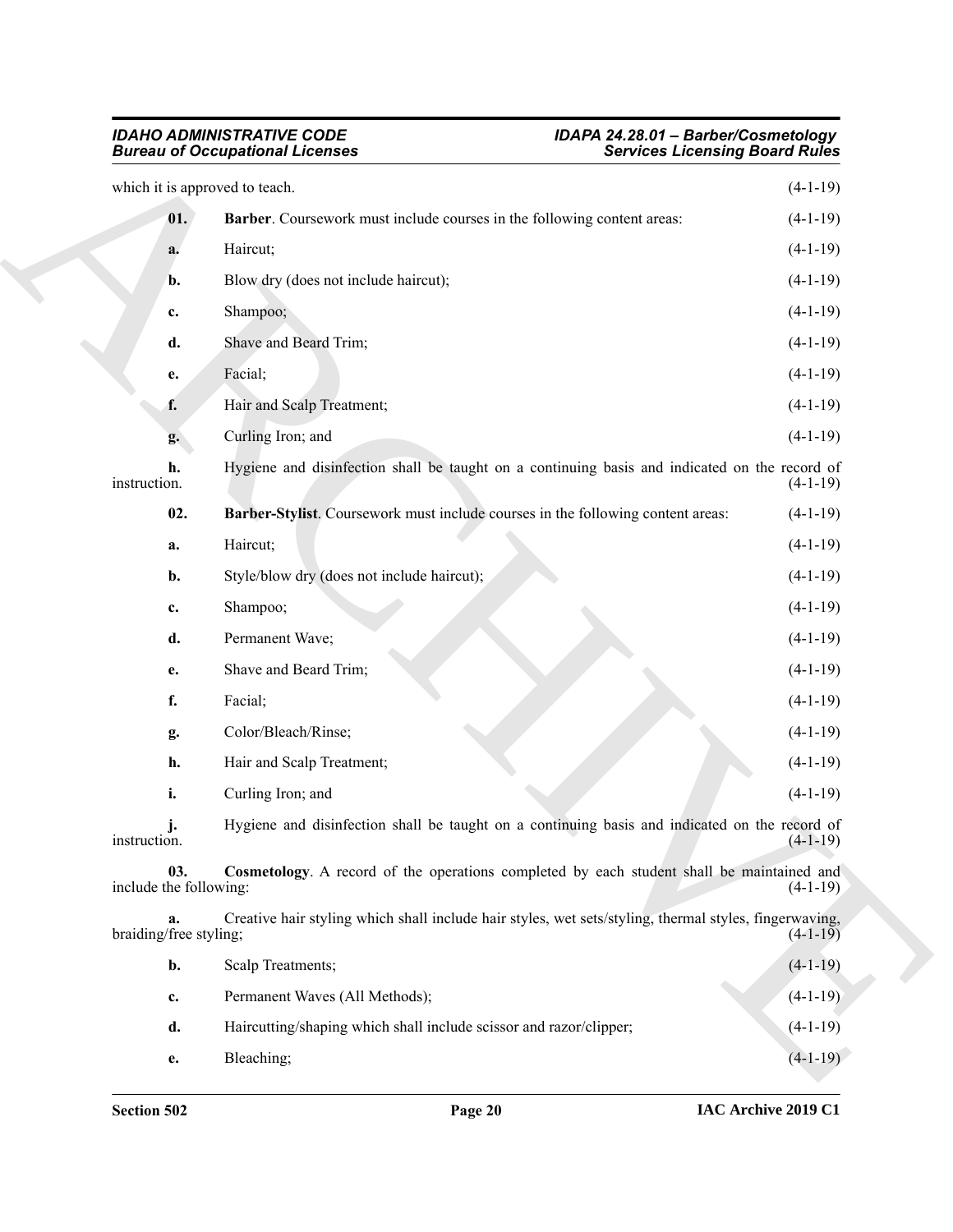which it is approved to teach. (4-1-19)

**01. Barber**. Coursework must include courses in the following content areas: (4-1-19)

**a.** Haircut; (4-1-19)

**b.** Blow dry (does not include haircut); (4-1-19)

**c.** Shampoo; (4-1-19)

**d.** Shave and Beard Trim; (4-1-19)

**e.** Facial; (4-1-19)

**f.** Hair and Scalp Treatment; (4-1-19)

**g.** Curling Iron; and (4-1-19)

**h.** Hygiene and disinfection shall be taught on a continuing basis and indicated on the record of instruction. (4-1-19)

**02. Barber-Stylist**. Coursework must include courses in the following content areas: (4-1-19)

**a.** Haircut; (4-1-19)

**b.** Style/blow dry (does not include haircut); (4-1-19)

**c.** Shampoo; (4-1-19)

**d.** Permanent Wave; (4-1-19)

**e.** Shave and Beard Trim; (4-1-19)

**f.** Facial; (4-1-19)

**g.** Color/Bleach/Rinse; (4-1-19)

**h.** Hair and Scalp Treatment; (4-1-19)

**i.** Curling Iron; and (4-1-19)

**j.** Hygiene and disinfection shall be taught on a continuing basis and indicated on the record of instruction. (4-1-19)

**03. Cosmetology**. A record of the operations completed by each student shall be maintained and include the following: (4-1-19)

**a.** Creative hair styling which shall include hair styles, wet sets/styling, thermal styles, fingerwaving, braiding/free styling; (4-1-19)

**b.** Scalp Treatments; (4-1-19)

**c.** Permanent Waves (All Methods); (4-1-19)

**d.** Haircutting/shaping which shall include scissor and razor/clipper; (4-1-19)

**e.** Bleaching; (4-1-19)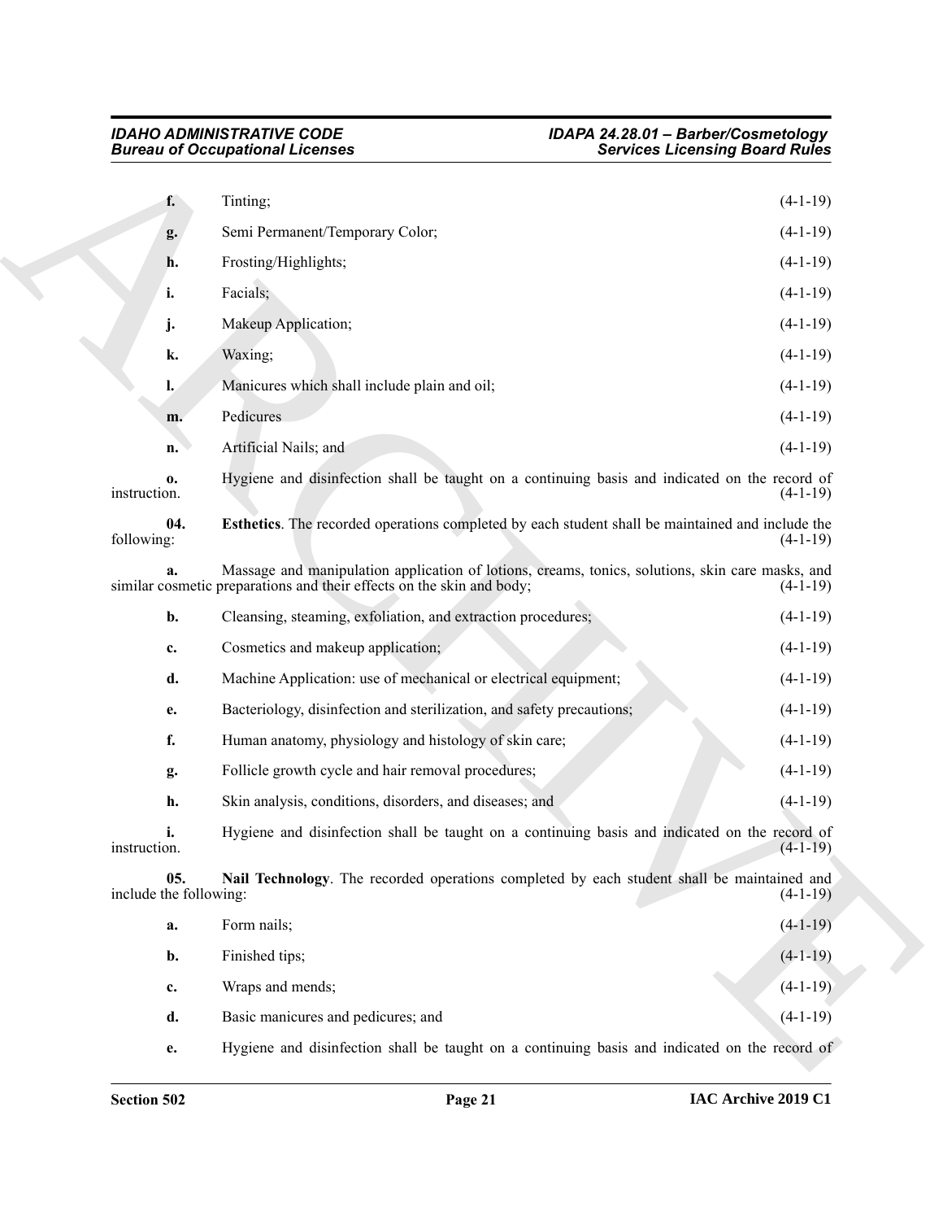**f.** Tinting; (4-1-19)

**g.** Semi Permanent/Temporary Color; (4-1-19)

**h.** Frosting/Highlights; (4-1-19)

**i.** Facials; (4-1-19)

**j.** Makeup Application; (4-1-19)

**k.** Waxing; (4-1-19)

**l.** Manicures which shall include plain and oil; (4-1-19)

**m.** Pedicures (4-1-19)

**n.** Artificial Nails; and (4-1-19)

**o.** Hygiene and disinfection shall be taught on a continuing basis and indicated on the record of instruction. (4-1-19)

**04. Esthetics**. The recorded operations completed by each student shall be maintained and include the following: (4-1-19)

**a.** Massage and manipulation application of lotions, creams, tonics, solutions, skin care masks, and similar cosmetic preparations and their effects on the skin and body; (4-1-19)

**b.** Cleansing, steaming, exfoliation, and extraction procedures; (4-1-19)

**c.** Cosmetics and makeup application; (4-1-19)

**d.** Machine Application: use of mechanical or electrical equipment; (4-1-19)

**e.** Bacteriology, disinfection and sterilization, and safety precautions; (4-1-19)

**f.** Human anatomy, physiology and histology of skin care; (4-1-19)

**g.** Follicle growth cycle and hair removal procedures; (4-1-19)

**h.** Skin analysis, conditions, disorders, and diseases; and (4-1-19)

**i.** Hygiene and disinfection shall be taught on a continuing basis and indicated on the record of instruction. (4-1-19)

**05. Nail Technology**. The recorded operations completed by each student shall be maintained and include the following: (4-1-19)

**a.** Form nails; (4-1-19)

**b.** Finished tips; (4-1-19)

**c.** Wraps and mends; (4-1-19)

**d.** Basic manicures and pedicures; and (4-1-19)

**e.** Hygiene and disinfection shall be taught on a continuing basis and indicated on the record of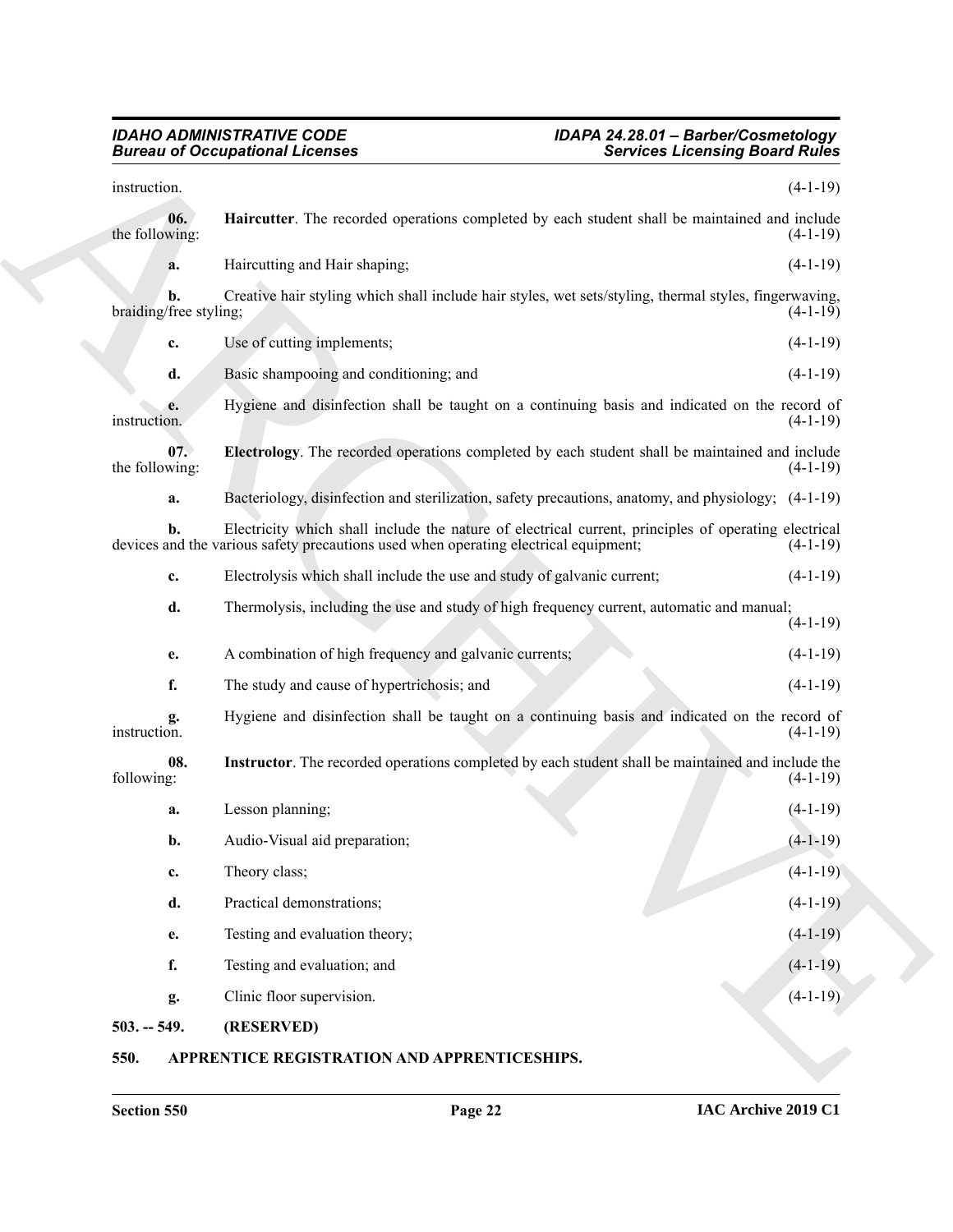instruction. (4-1-19)

**06. Haircutter**. The recorded operations completed by each student shall be maintained and include the following: (4-1-19)

**a.** Haircutting and Hair shaping; (4-1-19)

**b.** Creative hair styling which shall include hair styles, wet sets/styling, thermal styles, fingerwaving, braiding/free styling; (4-1-19)

**c.** Use of cutting implements; (4-1-19)

**d.** Basic shampooing and conditioning; and (4-1-19)

**e.** Hygiene and disinfection shall be taught on a continuing basis and indicated on the record of instruction. (4-1-19)

**07. Electrology**. The recorded operations completed by each student shall be maintained and include the following: (4-1-19)

**a.** Bacteriology, disinfection and sterilization, safety precautions, anatomy, and physiology; (4-1-19)

**b.** Electricity which shall include the nature of electrical current, principles of operating electrical devices and the various safety precautions used when operating electrical equipment; (4-1-19)

**c.** Electrolysis which shall include the use and study of galvanic current; (4-1-19)

**d.** Thermolysis, including the use and study of high frequency current, automatic and manual; (4-1-19)

**e.** A combination of high frequency and galvanic currents; (4-1-19)

**f.** The study and cause of hypertrichosis; and (4-1-19)

**g.** Hygiene and disinfection shall be taught on a continuing basis and indicated on the record of instruction. (4-1-19)

**08. Instructor**. The recorded operations completed by each student shall be maintained and include the following: (4-1-19)

**a.** Lesson planning; (4-1-19)

**b.** Audio-Visual aid preparation; (4-1-19)

**c.** Theory class; (4-1-19)

**d.** Practical demonstrations; (4-1-19)

**e.** Testing and evaluation theory; (4-1-19)

**f.** Testing and evaluation; and (4-1-19)

**g.** Clinic floor supervision. (4-1-19)

## 503. -- 549. (RESERVED)

## 550. APPRENTICE REGISTRATION AND APPRENTICESHIPS.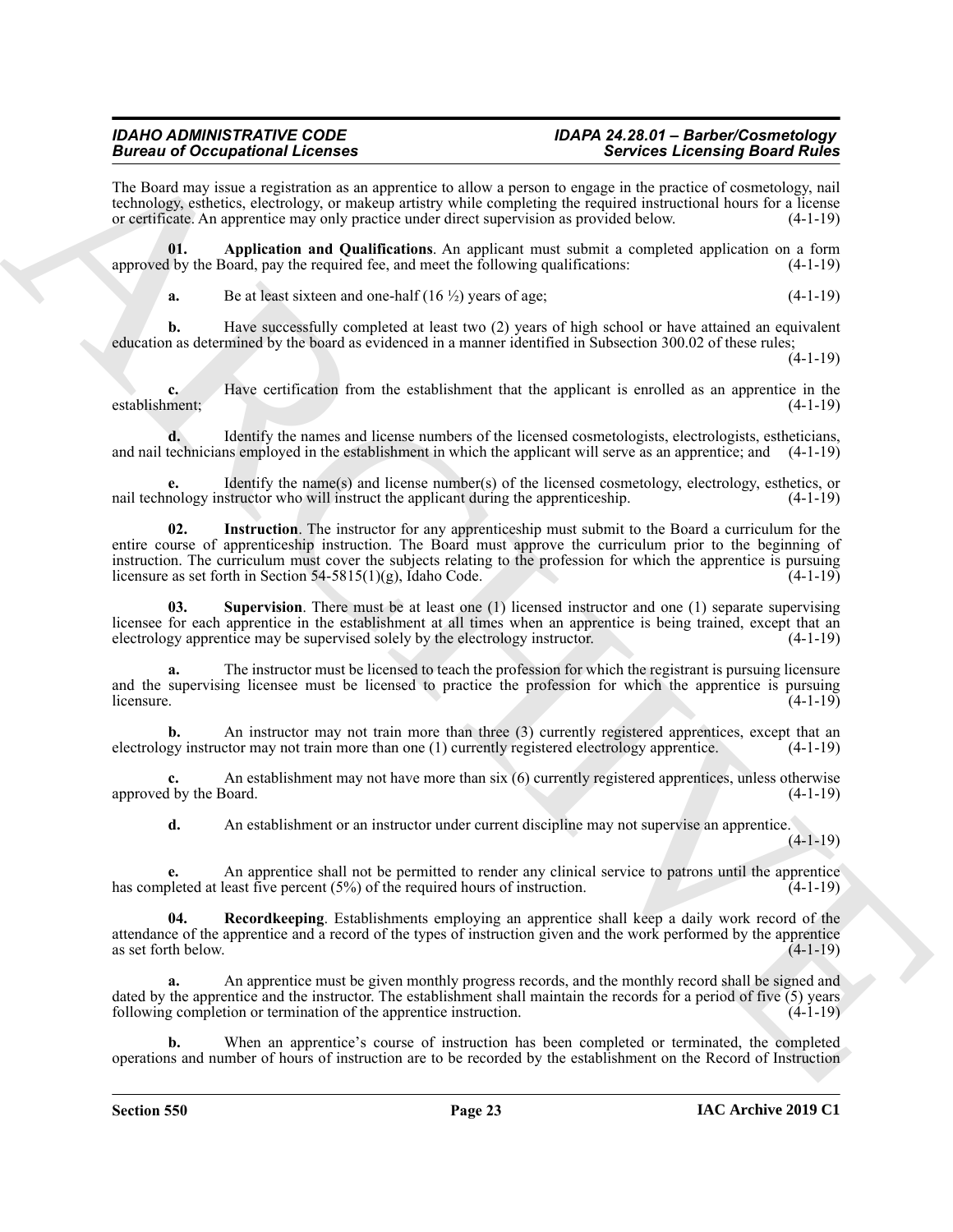The Board may issue a registration as an apprentice to allow a person to engage in the practice of cosmetology, nail technology, esthetics, electrology, or makeup artistry while completing the required instructional hours for a license or certificate. An apprentice may only practice under direct supervision as provided below. (4-1-19)

**01. Application and Qualifications**. An applicant must submit a completed application on a form approved by the Board, pay the required fee, and meet the following qualifications: (4-1-19)

**a.** Be at least sixteen and one-half (16 ½) years of age; (4-1-19)

**b.** Have successfully completed at least two (2) years of high school or have attained an equivalent education as determined by the board as evidenced in a manner identified in Subsection 300.02 of these rules; (4-1-19)

**c.** Have certification from the establishment that the applicant is enrolled as an apprentice in the establishment; (4-1-19)

**d.** Identify the names and license numbers of the licensed cosmetologists, electrologists, estheticians, and nail technicians employed in the establishment in which the applicant will serve as an apprentice; and (4-1-19)

**e.** Identify the name(s) and license number(s) of the licensed cosmetology, electrology, esthetics, or nail technology instructor who will instruct the applicant during the apprenticeship. (4-1-19)

**02. Instruction**. The instructor for any apprenticeship must submit to the Board a curriculum for the entire course of apprenticeship instruction. The Board must approve the curriculum prior to the beginning of instruction. The curriculum must cover the subjects relating to the profession for which the apprentice is pursuing licensure as set forth in Section 54-5815(1)(g), Idaho Code. (4-1-19)

**03. Supervision**. There must be at least one (1) licensed instructor and one (1) separate supervising licensee for each apprentice in the establishment at all times when an apprentice is being trained, except that an electrology apprentice may be supervised solely by the electrology instructor. (4-1-19)

**a.** The instructor must be licensed to teach the profession for which the registrant is pursuing licensure and the supervising licensee must be licensed to practice the profession for which the apprentice is pursuing licensure. (4-1-19)

**b.** An instructor may not train more than three (3) currently registered apprentices, except that an electrology instructor may not train more than one (1) currently registered electrology apprentice. (4-1-19)

**c.** An establishment may not have more than six (6) currently registered apprentices, unless otherwise approved by the Board. (4-1-19)

**d.** An establishment or an instructor under current discipline may not supervise an apprentice. (4-1-19)

**e.** An apprentice shall not be permitted to render any clinical service to patrons until the apprentice has completed at least five percent (5%) of the required hours of instruction. (4-1-19)

**04. Recordkeeping**. Establishments employing an apprentice shall keep a daily work record of the attendance of the apprentice and a record of the types of instruction given and the work performed by the apprentice as set forth below. (4-1-19)

**a.** An apprentice must be given monthly progress records, and the monthly record shall be signed and dated by the apprentice and the instructor. The establishment shall maintain the records for a period of five (5) years following completion or termination of the apprentice instruction. (4-1-19)

**b.** When an apprentice's course of instruction has been completed or terminated, the completed operations and number of hours of instruction are to be recorded by the establishment on the Record of Instruction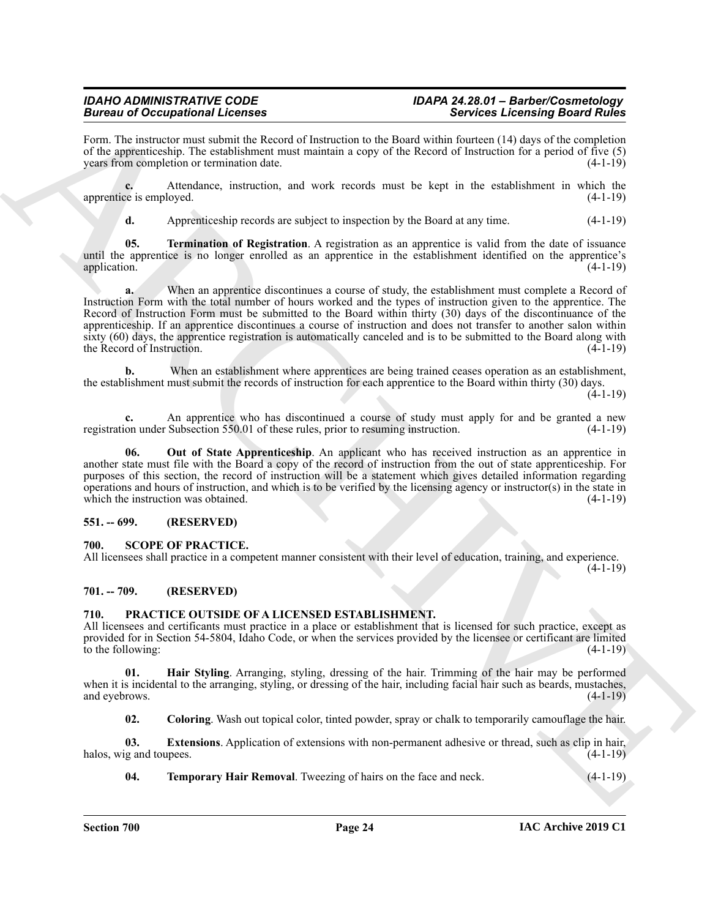Form. The instructor must submit the Record of Instruction to the Board within fourteen (14) days of the completion of the apprenticeship. The establishment must maintain a copy of the Record of Instruction for a period of five (5) years from completion or termination date. (4-1-19)

**c.** Attendance, instruction, and work records must be kept in the establishment in which the apprentice is employed. (4-1-19)

**d.** Apprenticeship records are subject to inspection by the Board at any time. (4-1-19)

**05. Termination of Registration**. A registration as an apprentice is valid from the date of issuance until the apprentice is no longer enrolled as an apprentice in the establishment identified on the apprentice's application. (4-1-19)

**a.** When an apprentice discontinues a course of study, the establishment must complete a Record of Instruction Form with the total number of hours worked and the types of instruction given to the apprentice. The Record of Instruction Form must be submitted to the Board within thirty (30) days of the discontinuance of the apprenticeship. If an apprentice discontinues a course of instruction and does not transfer to another salon within sixty (60) days, the apprentice registration is automatically canceled and is to be submitted to the Board along with the Record of Instruction. (4-1-19)

**b.** When an establishment where apprentices are being trained ceases operation as an establishment, the establishment must submit the records of instruction for each apprentice to the Board within thirty (30) days. (4-1-19)

**c.** An apprentice who has discontinued a course of study must apply for and be granted a new registration under Subsection 550.01 of these rules, prior to resuming instruction. (4-1-19)

**06. Out of State Apprenticeship**. An applicant who has received instruction as an apprentice in another state must file with the Board a copy of the record of instruction from the out of state apprenticeship. For purposes of this section, the record of instruction will be a statement which gives detailed information regarding operations and hours of instruction, and which is to be verified by the licensing agency or instructor(s) in the state in which the instruction was obtained. (4-1-19)

## 551. -- 699. (RESERVED)

## 700. SCOPE OF PRACTICE.

All licensees shall practice in a competent manner consistent with their level of education, training, and experience. (4-1-19)

## 701. -- 709. (RESERVED)

## 710. PRACTICE OUTSIDE OF A LICENSED ESTABLISHMENT.

All licensees and certificants must practice in a place or establishment that is licensed for such practice, except as provided for in Section 54-5804, Idaho Code, or when the services provided by the licensee or certificant are limited to the following: (4-1-19)

**01. Hair Styling**. Arranging, styling, dressing of the hair. Trimming of the hair may be performed when it is incidental to the arranging, styling, or dressing of the hair, including facial hair such as beards, mustaches, and eyebrows. (4-1-19)

**02. Coloring**. Wash out topical color, tinted powder, spray or chalk to temporarily camouflage the hair.

**03. Extensions**. Application of extensions with non-permanent adhesive or thread, such as clip in hair, halos, wig and toupees. (4-1-19)

**04. Temporary Hair Removal**. Tweezing of hairs on the face and neck. (4-1-19)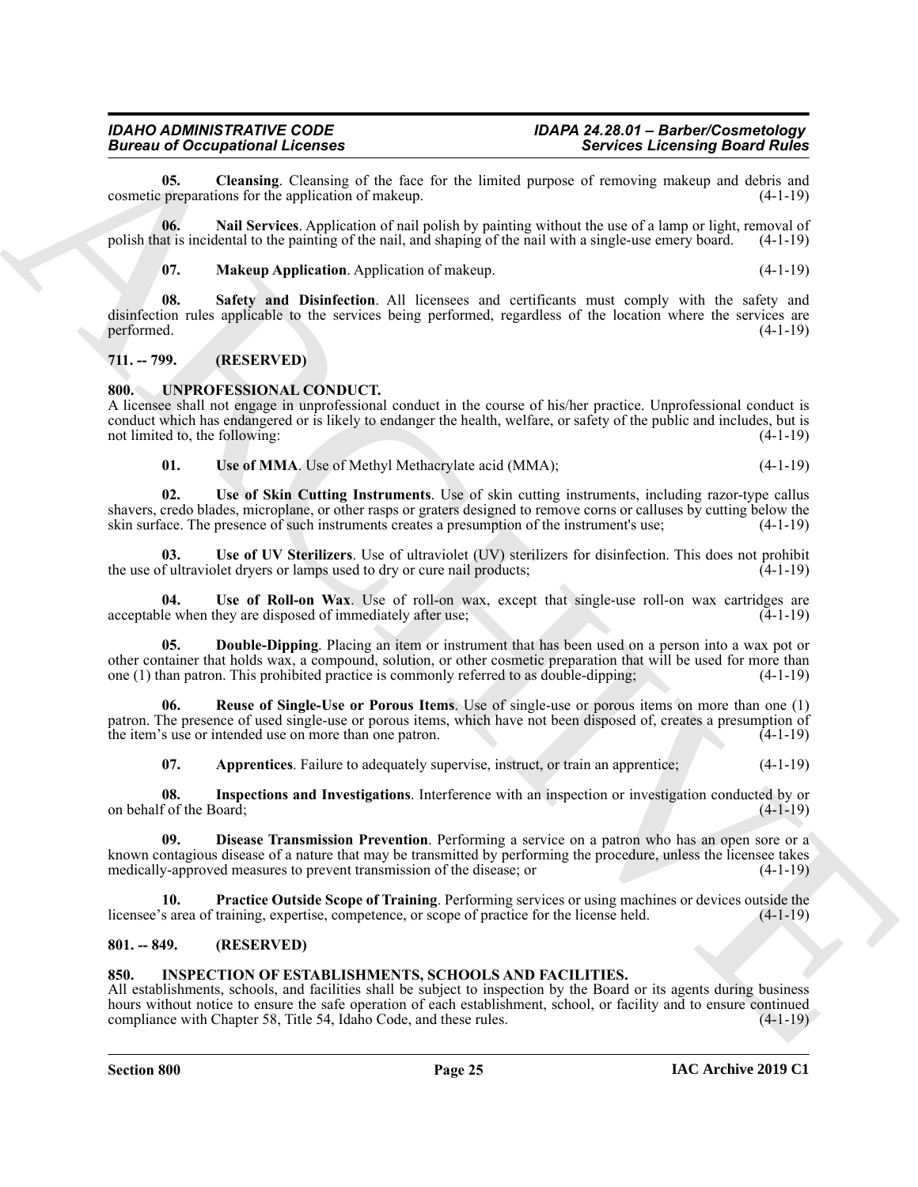**05. Cleansing**. Cleansing of the face for the limited purpose of removing makeup and debris and cosmetic preparations for the application of makeup. (4-1-19)

**06. Nail Services**. Application of nail polish by painting without the use of a lamp or light, removal of polish that is incidental to the painting of the nail, and shaping of the nail with a single-use emery board. (4-1-19)

**07. Makeup Application**. Application of makeup. (4-1-19)

**08. Safety and Disinfection**. All licensees and certificants must comply with the safety and disinfection rules applicable to the services being performed, regardless of the location where the services are performed. (4-1-19)

## 711. -- 799. (RESERVED)

## 800. UNPROFESSIONAL CONDUCT.

A licensee shall not engage in unprofessional conduct in the course of his/her practice. Unprofessional conduct is conduct which has endangered or is likely to endanger the health, welfare, or safety of the public and includes, but is not limited to, the following: (4-1-19)

**01. Use of MMA**. Use of Methyl Methacrylate acid (MMA); (4-1-19)

**02. Use of Skin Cutting Instruments**. Use of skin cutting instruments, including razor-type callus shavers, credo blades, microplane, or other rasps or graters designed to remove corns or calluses by cutting below the skin surface. The presence of such instruments creates a presumption of the instrument's use; (4-1-19)

**03. Use of UV Sterilizers**. Use of ultraviolet (UV) sterilizers for disinfection. This does not prohibit the use of ultraviolet dryers or lamps used to dry or cure nail products; (4-1-19)

**04. Use of Roll-on Wax**. Use of roll-on wax, except that single-use roll-on wax cartridges are acceptable when they are disposed of immediately after use; (4-1-19)

**05. Double-Dipping**. Placing an item or instrument that has been used on a person into a wax pot or other container that holds wax, a compound, solution, or other cosmetic preparation that will be used for more than one (1) than patron. This prohibited practice is commonly referred to as double-dipping; (4-1-19)

**06. Reuse of Single-Use or Porous Items**. Use of single-use or porous items on more than one (1) patron. The presence of used single-use or porous items, which have not been disposed of, creates a presumption of the item's use or intended use on more than one patron. (4-1-19)

**07. Apprentices**. Failure to adequately supervise, instruct, or train an apprentice; (4-1-19)

**08. Inspections and Investigations**. Interference with an inspection or investigation conducted by or on behalf of the Board; (4-1-19)

**09. Disease Transmission Prevention**. Performing a service on a patron who has an open sore or a known contagious disease of a nature that may be transmitted by performing the procedure, unless the licensee takes medically-approved measures to prevent transmission of the disease; or (4-1-19)

**10. Practice Outside Scope of Training**. Performing services or using machines or devices outside the licensee's area of training, expertise, competence, or scope of practice for the license held. (4-1-19)

## 801. -- 849. (RESERVED)

## 850. INSPECTION OF ESTABLISHMENTS, SCHOOLS AND FACILITIES.

All establishments, schools, and facilities shall be subject to inspection by the Board or its agents during business hours without notice to ensure the safe operation of each establishment, school, or facility and to ensure continued compliance with Chapter 58, Title 54, Idaho Code, and these rules. (4-1-19)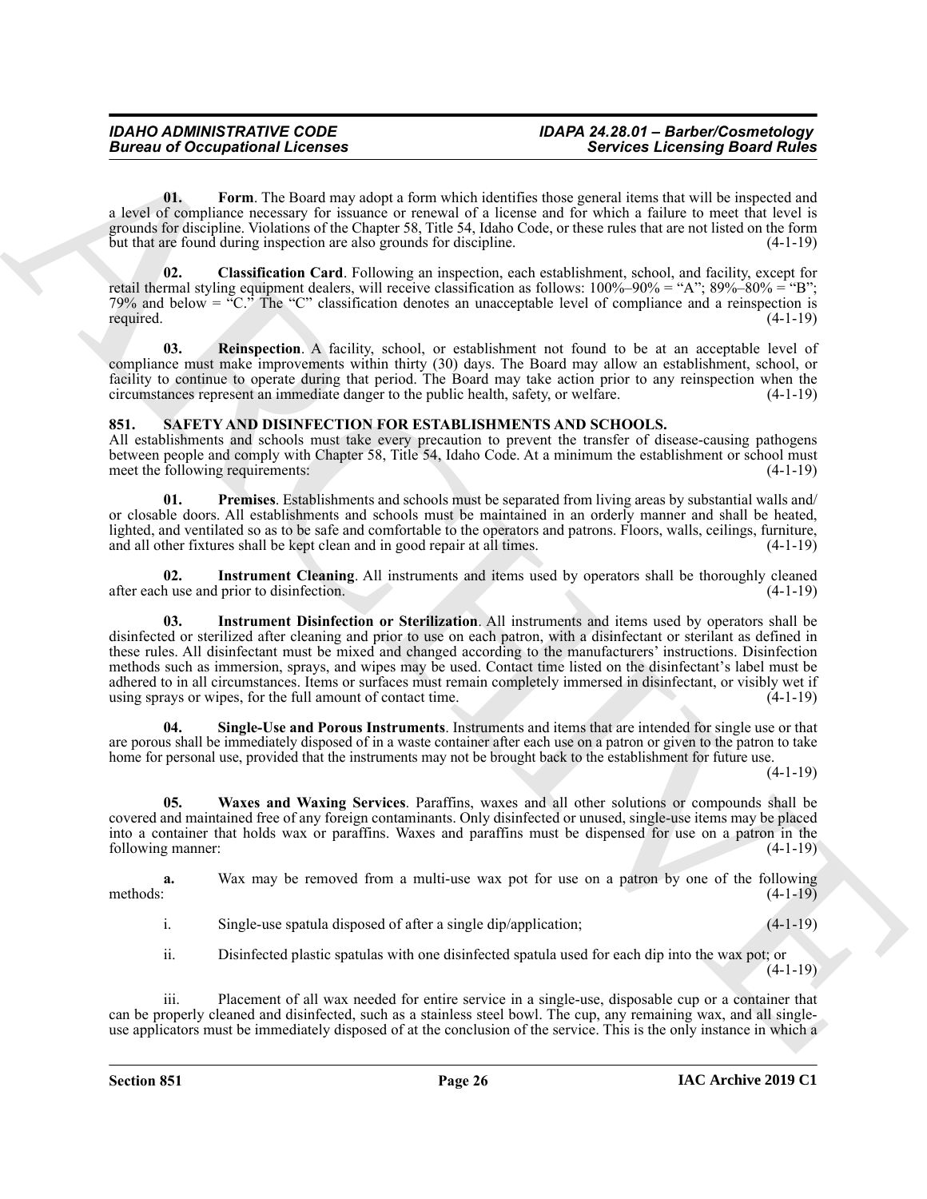**01. Form**. The Board may adopt a form which identifies those general items that will be inspected and a level of compliance necessary for issuance or renewal of a license and for which a failure to meet that level is grounds for discipline. Violations of the Chapter 58, Title 54, Idaho Code, or these rules that are not listed on the form but that are found during inspection are also grounds for discipline. (4-1-19)

**02. Classification Card**. Following an inspection, each establishment, school, and facility, except for retail thermal styling equipment dealers, will receive classification as follows: 100%–90% = "A"; 89%–80% = "B"; 79% and below = "C." The "C" classification denotes an unacceptable level of compliance and a reinspection is required. (4-1-19)

**03. Reinspection**. A facility, school, or establishment not found to be at an acceptable level of compliance must make improvements within thirty (30) days. The Board may allow an establishment, school, or facility to continue to operate during that period. The Board may take action prior to any reinspection when the circumstances represent an immediate danger to the public health, safety, or welfare. (4-1-19)

## 851. SAFETY AND DISINFECTION FOR ESTABLISHMENTS AND SCHOOLS.

All establishments and schools must take every precaution to prevent the transfer of disease-causing pathogens between people and comply with Chapter 58, Title 54, Idaho Code. At a minimum the establishment or school must meet the following requirements: (4-1-19)

**01. Premises**. Establishments and schools must be separated from living areas by substantial walls and/or closable doors. All establishments and schools must be maintained in an orderly manner and shall be heated, lighted, and ventilated so as to be safe and comfortable to the operators and patrons. Floors, walls, ceilings, furniture, and all other fixtures shall be kept clean and in good repair at all times. (4-1-19)

**02. Instrument Cleaning**. All instruments and items used by operators shall be thoroughly cleaned after each use and prior to disinfection. (4-1-19)

**03. Instrument Disinfection or Sterilization**. All instruments and items used by operators shall be disinfected or sterilized after cleaning and prior to use on each patron, with a disinfectant or sterilant as defined in these rules. All disinfectant must be mixed and changed according to the manufacturers' instructions. Disinfection methods such as immersion, sprays, and wipes may be used. Contact time listed on the disinfectant's label must be adhered to in all circumstances. Items or surfaces must remain completely immersed in disinfectant, or visibly wet if using sprays or wipes, for the full amount of contact time. (4-1-19)

**04. Single-Use and Porous Instruments**. Instruments and items that are intended for single use or that are porous shall be immediately disposed of in a waste container after each use on a patron or given to the patron to take home for personal use, provided that the instruments may not be brought back to the establishment for future use. (4-1-19)

**05. Waxes and Waxing Services**. Paraffins, waxes and all other solutions or compounds shall be covered and maintained free of any foreign contaminants. Only disinfected or unused, single-use items may be placed into a container that holds wax or paraffins. Waxes and paraffins must be dispensed for use on a patron in the following manner: (4-1-19)

**a.** Wax may be removed from a multi-use wax pot for use on a patron by one of the following methods: (4-1-19)

i. Single-use spatula disposed of after a single dip/application; (4-1-19)

ii. Disinfected plastic spatulas with one disinfected spatula used for each dip into the wax pot; or (4-1-19)

iii. Placement of all wax needed for entire service in a single-use, disposable cup or a container that can be properly cleaned and disinfected, such as a stainless steel bowl. The cup, any remaining wax, and all single-use applicators must be immediately disposed of at the conclusion of the service. This is the only instance in which a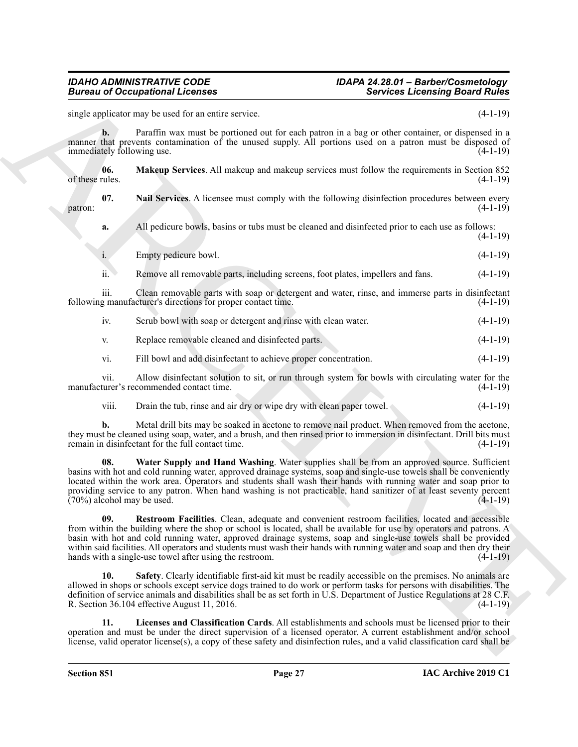single applicator may be used for an entire service. (4-1-19)

**b.** Paraffin wax must be portioned out for each patron in a bag or other container, or dispensed in a manner that prevents contamination of the unused supply. All portions used on a patron must be disposed of immediately following use. (4-1-19)

**06. Makeup Services**. All makeup and makeup services must follow the requirements in Section 852 of these rules. (4-1-19)

**07. Nail Services**. A licensee must comply with the following disinfection procedures between every patron: (4-1-19)

**a.** All pedicure bowls, basins or tubs must be cleaned and disinfected prior to each use as follows: (4-1-19)

i. Empty pedicure bowl. (4-1-19)

ii. Remove all removable parts, including screens, foot plates, impellers and fans. (4-1-19)

iii. Clean removable parts with soap or detergent and water, rinse, and immerse parts in disinfectant following manufacturer's directions for proper contact time. (4-1-19)

iv. Scrub bowl with soap or detergent and rinse with clean water. (4-1-19)

v. Replace removable cleaned and disinfected parts. (4-1-19)

vi. Fill bowl and add disinfectant to achieve proper concentration. (4-1-19)

vii. Allow disinfectant solution to sit, or run through system for bowls with circulating water for the manufacturer's recommended contact time. (4-1-19)

viii. Drain the tub, rinse and air dry or wipe dry with clean paper towel. (4-1-19)

**b.** Metal drill bits may be soaked in acetone to remove nail product. When removed from the acetone, they must be cleaned using soap, water, and a brush, and then rinsed prior to immersion in disinfectant. Drill bits must remain in disinfectant for the full contact time. (4-1-19)

**08. Water Supply and Hand Washing**. Water supplies shall be from an approved source. Sufficient basins with hot and cold running water, approved drainage systems, soap and single-use towels shall be conveniently located within the work area. Operators and students shall wash their hands with running water and soap prior to providing service to any patron. When hand washing is not practicable, hand sanitizer of at least seventy percent (70%) alcohol may be used. (4-1-19)

**09. Restroom Facilities**. Clean, adequate and convenient restroom facilities, located and accessible from within the building where the shop or school is located, shall be available for use by operators and patrons. A basin with hot and cold running water, approved drainage systems, soap and single-use towels shall be provided within said facilities. All operators and students must wash their hands with running water and soap and then dry their hands with a single-use towel after using the restroom. (4-1-19)

**10. Safety**. Clearly identifiable first-aid kit must be readily accessible on the premises. No animals are allowed in shops or schools except service dogs trained to do work or perform tasks for persons with disabilities. The definition of service animals and disabilities shall be as set forth in U.S. Department of Justice Regulations at 28 C.F. R. Section 36.104 effective August 11, 2016. (4-1-19)

**11. Licenses and Classification Cards**. All establishments and schools must be licensed prior to their operation and must be under the direct supervision of a licensed operator. A current establishment and/or school license, valid operator license(s), a copy of these safety and disinfection rules, and a valid classification card shall be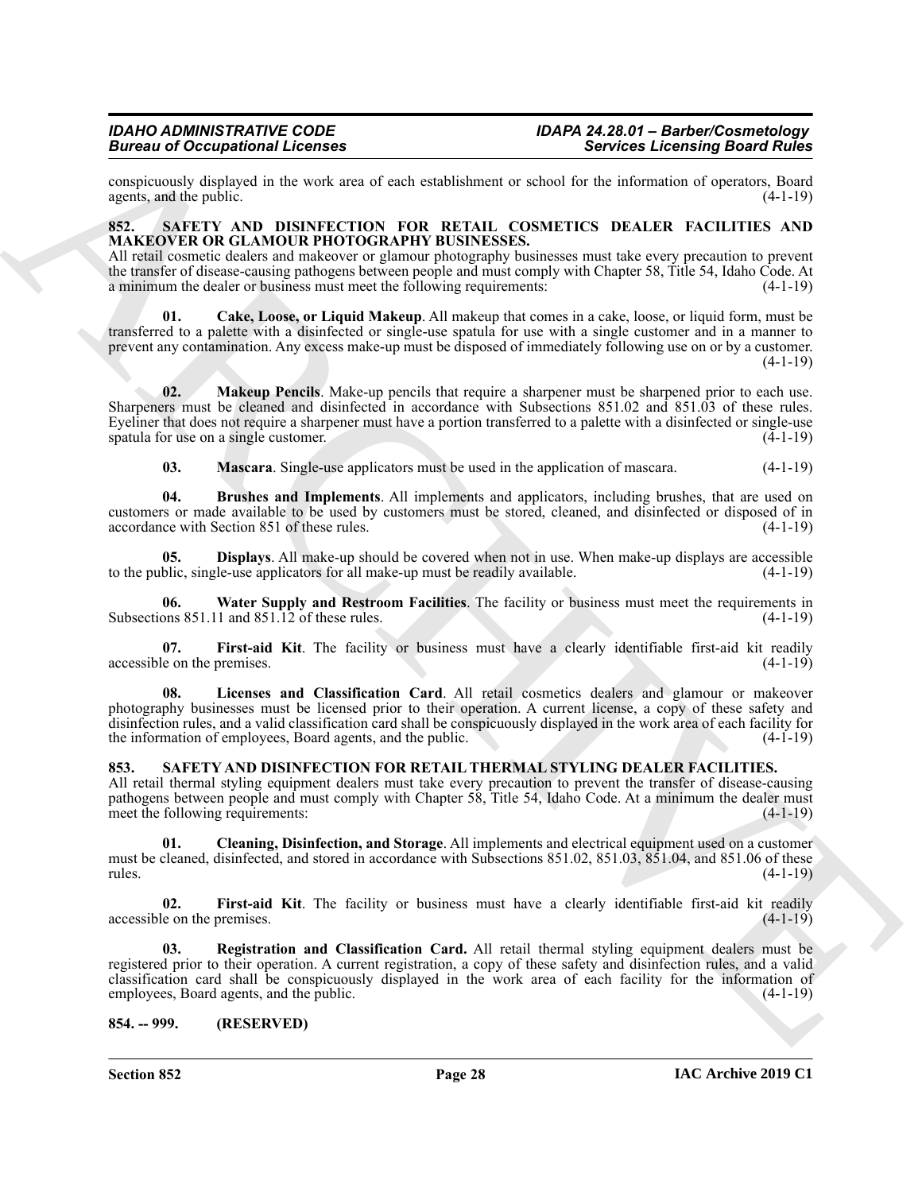conspicuously displayed in the work area of each establishment or school for the information of operators, Board agents, and the public. (4-1-19)

## 852. SAFETY AND DISINFECTION FOR RETAIL COSMETICS DEALER FACILITIES AND MAKEOVER OR GLAMOUR PHOTOGRAPHY BUSINESSES.

All retail cosmetic dealers and makeover or glamour photography businesses must take every precaution to prevent the transfer of disease-causing pathogens between people and must comply with Chapter 58, Title 54, Idaho Code. At a minimum the dealer or business must meet the following requirements: (4-1-19)

**01. Cake, Loose, or Liquid Makeup**. All makeup that comes in a cake, loose, or liquid form, must be transferred to a palette with a disinfected or single-use spatula for use with a single customer and in a manner to prevent any contamination. Any excess make-up must be disposed of immediately following use on or by a customer. (4-1-19)

**02. Makeup Pencils**. Make-up pencils that require a sharpener must be sharpened prior to each use. Sharpeners must be cleaned and disinfected in accordance with Subsections 851.02 and 851.03 of these rules. Eyeliner that does not require a sharpener must have a portion transferred to a palette with a disinfected or single-use spatula for use on a single customer. (4-1-19)

**03. Mascara**. Single-use applicators must be used in the application of mascara. (4-1-19)

**04. Brushes and Implements**. All implements and applicators, including brushes, that are used on customers or made available to be used by customers must be stored, cleaned, and disinfected or disposed of in accordance with Section 851 of these rules. (4-1-19)

**05. Displays**. All make-up should be covered when not in use. When make-up displays are accessible to the public, single-use applicators for all make-up must be readily available. (4-1-19)

**06. Water Supply and Restroom Facilities**. The facility or business must meet the requirements in Subsections 851.11 and 851.12 of these rules. (4-1-19)

**07. First-aid Kit**. The facility or business must have a clearly identifiable first-aid kit readily accessible on the premises. (4-1-19)

**08. Licenses and Classification Card**. All retail cosmetics dealers and glamour or makeover photography businesses must be licensed prior to their operation. A current license, a copy of these safety and disinfection rules, and a valid classification card shall be conspicuously displayed in the work area of each facility for the information of employees, Board agents, and the public. (4-1-19)

## 853. SAFETY AND DISINFECTION FOR RETAIL THERMAL STYLING DEALER FACILITIES.

All retail thermal styling equipment dealers must take every precaution to prevent the transfer of disease-causing pathogens between people and must comply with Chapter 58, Title 54, Idaho Code. At a minimum the dealer must meet the following requirements: (4-1-19)

**01. Cleaning, Disinfection, and Storage**. All implements and electrical equipment used on a customer must be cleaned, disinfected, and stored in accordance with Subsections 851.02, 851.03, 851.04, and 851.06 of these rules. (4-1-19)

**02. First-aid Kit**. The facility or business must have a clearly identifiable first-aid kit readily accessible on the premises. (4-1-19)

**03. Registration and Classification Card.** All retail thermal styling equipment dealers must be registered prior to their operation. A current registration, a copy of these safety and disinfection rules, and a valid classification card shall be conspicuously displayed in the work area of each facility for the information of employees, Board agents, and the public. (4-1-19)

## 854. -- 999. (RESERVED)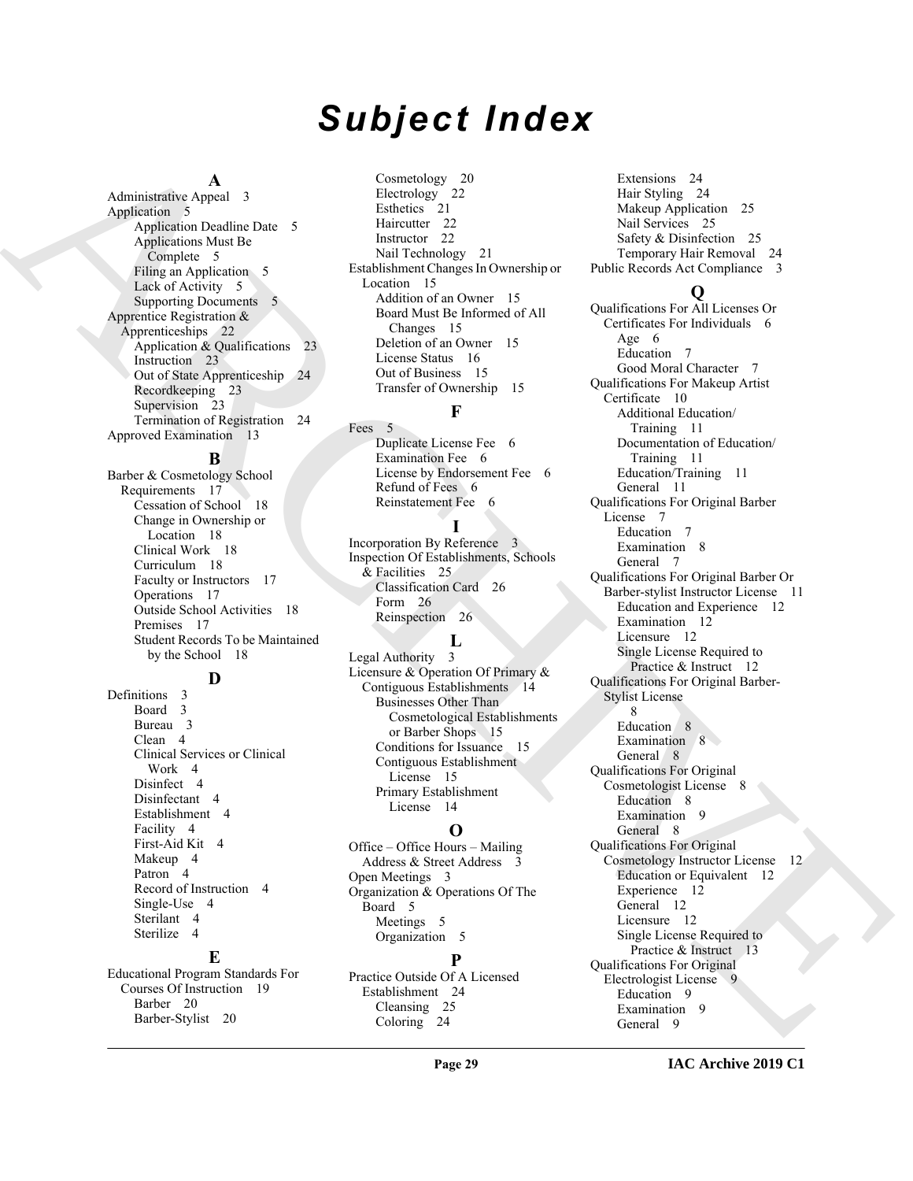# Subject Index

## A

Administrative Appeal 3
Application 5
- Application Deadline Date 5
- Applications Must Be Complete 5
- Filing an Application 5
- Lack of Activity 5
- Supporting Documents 5

Apprentice Registration & Apprenticeships 22
- Application & Qualifications 23
- Instruction 23
- Out of State Apprenticeship 24
- Recordkeeping 23
- Supervision 23
- Termination of Registration 24

Approved Examination 13

## B

Barber & Cosmetology School Requirements 17
- Cessation of School 18
- Change in Ownership or Location 18
- Clinical Work 18
- Curriculum 18
- Faculty or Instructors 17
- Operations 17
- Outside School Activities 18
- Premises 17
- Student Records To be Maintained by the School 18

## D

Definitions 3
- Board 3
- Bureau 3
- Clean 4
- Clinical Services or Clinical Work 4
- Disinfect 4
- Disinfectant 4
- Establishment 4
- Facility 4
- First-Aid Kit 4
- Makeup 4
- Patron 4
- Record of Instruction 4
- Single-Use 4
- Sterilant 4
- Sterilize 4

## E

Educational Program Standards For Courses Of Instruction 19
- Barber 20
- Barber-Stylist 20
- Cosmetology 20
- Electrology 22
- Esthetics 21
- Haircutter 22
- Instructor 22
- Nail Technology 21

Establishment Changes In Ownership or Location 15
- Addition of an Owner 15
- Board Must Be Informed of All Changes 15
- Deletion of an Owner 15
- License Status 16
- Out of Business 15
- Transfer of Ownership 15

## F

Fees 5
- Duplicate License Fee 6
- Examination Fee 6
- License by Endorsement Fee 6
- Refund of Fees 6
- Reinstatement Fee 6

## I

Incorporation By Reference 3
Inspection Of Establishments, Schools & Facilities 25
- Classification Card 26
- Form 26
- Reinspection 26

## L

Legal Authority 3
Licensure & Operation Of Primary & Contiguous Establishments 14
- Businesses Other Than Cosmetological Establishments or Barber Shops 15
- Conditions for Issuance 15
- Contiguous Establishment License 15
- Primary Establishment License 14

## O

Office – Office Hours – Mailing Address & Street Address 3
Open Meetings 3
Organization & Operations Of The Board 5
- Meetings 5
- Organization 5

## P

Practice Outside Of A Licensed Establishment 24
- Cleansing 25
- Coloring 24
- Extensions 24
- Hair Styling 24
- Makeup Application 25
- Nail Services 25
- Safety & Disinfection 25
- Temporary Hair Removal 24

Public Records Act Compliance 3

## Q

Qualifications For All Licenses Or Certificates For Individuals 6
- Age 6
- Education 7
- Good Moral Character 7

Qualifications For Makeup Artist Certificate 10
- Additional Education/Training 11
- Documentation of Education/Training 11
- Education/Training 11
- General 11

Qualifications For Original Barber License 7
- Education 7
- Examination 8
- General 7

Qualifications For Original Barber Or Barber-stylist Instructor License 11
- Education and Experience 12
- Examination 12
- Licensure 12
- Single License Required to Practice & Instruct 12

Qualifications For Original Barber-Stylist License 8
- Education 8
- Examination 8
- General 8

Qualifications For Original Cosmetologist License 8
- Education 8
- Examination 9
- General 8

Qualifications For Original Cosmetology Instructor License 12
- Education or Equivalent 12
- Experience 12
- General 12
- Licensure 12
- Single License Required to Practice & Instruct 13

Qualifications For Original Electrologist License 9
- Education 9
- Examination 9
- General 9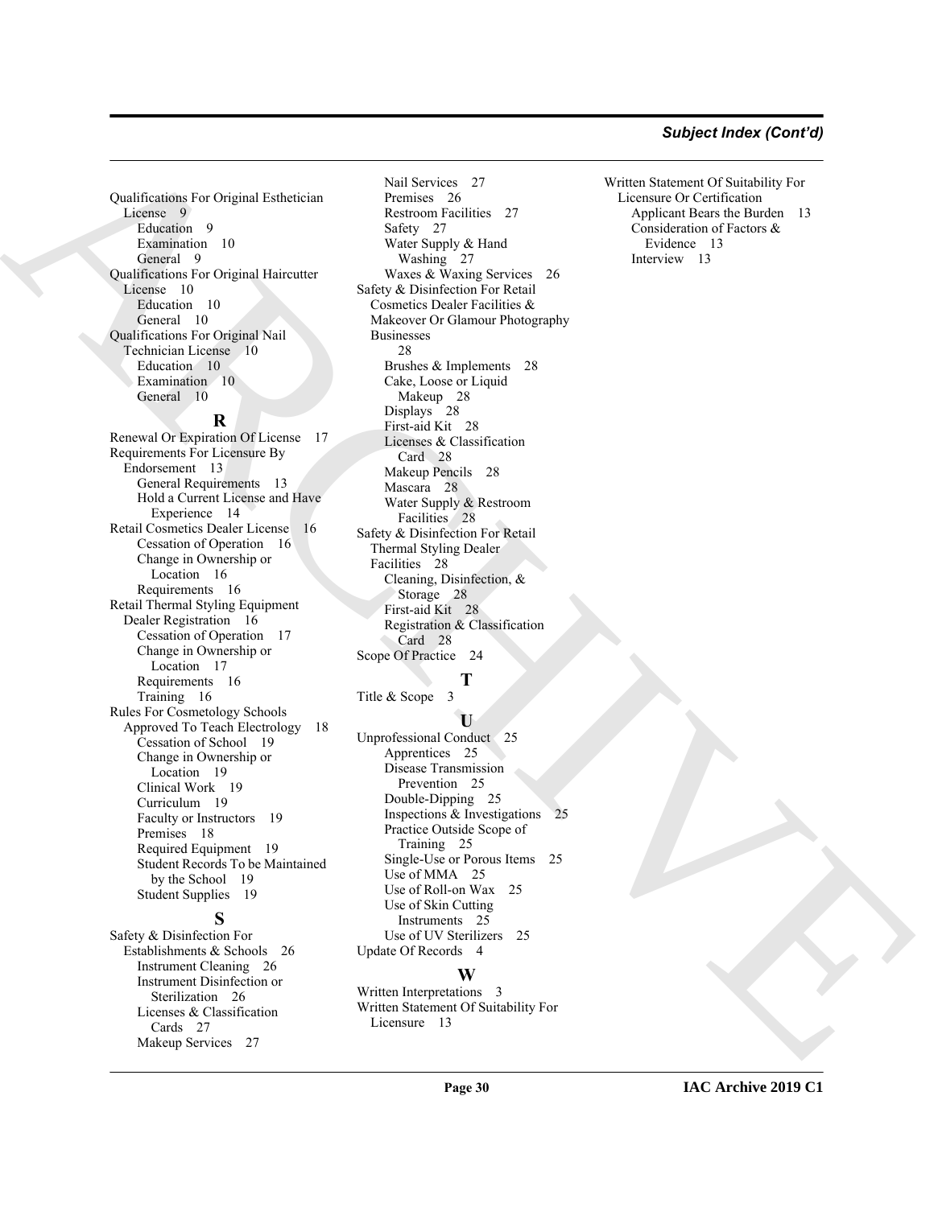Qualifications For Original Esthetician License 9
- Education 9
- Examination 10
- General 9

Qualifications For Original Haircutter License 10
- Education 10
- General 10

Qualifications For Original Nail Technician License 10
- Education 10
- Examination 10
- General 10

**R**

Renewal Or Expiration Of License 17

Requirements For Licensure By Endorsement 13
- General Requirements 13
- Hold a Current License and Have Experience 14

Retail Cosmetics Dealer License 16
- Cessation of Operation 16
- Change in Ownership or Location 16
- Requirements 16

Retail Thermal Styling Equipment Dealer Registration 16
- Cessation of Operation 17
- Change in Ownership or Location 17
- Requirements 16
- Training 16

Rules For Cosmetology Schools Approved To Teach Electrology 18
- Cessation of School 19
- Change in Ownership or Location 19
- Clinical Work 19
- Curriculum 19
- Faculty or Instructors 19
- Premises 18
- Required Equipment 19
- Student Records To be Maintained by the School 19
- Student Supplies 19

**S**

Safety & Disinfection For Establishments & Schools 26
- Instrument Cleaning 26
- Instrument Disinfection or Sterilization 26
- Licenses & Classification Cards 27
- Makeup Services 27
- Nail Services 27
- Premises 26
- Restroom Facilities 27
- Safety 27
- Water Supply & Hand Washing 27
- Waxes & Waxing Services 26

Safety & Disinfection For Retail Cosmetics Dealer Facilities & Makeover Or Glamour Photography Businesses 28
- Brushes & Implements 28
- Cake, Loose or Liquid Makeup 28
- Displays 28
- First-aid Kit 28
- Licenses & Classification Card 28
- Makeup Pencils 28
- Mascara 28
- Water Supply & Restroom Facilities 28

Safety & Disinfection For Retail Thermal Styling Dealer Facilities 28
- Cleaning, Disinfection, & Storage 28
- First-aid Kit 28
- Registration & Classification Card 28

Scope Of Practice 24

**T**

Title & Scope 3

**U**

Unprofessional Conduct 25
- Apprentices 25
- Disease Transmission Prevention 25
- Double-Dipping 25
- Inspections & Investigations 25
- Practice Outside Scope of Training 25
- Single-Use or Porous Items 25
- Use of MMA 25
- Use of Roll-on Wax 25
- Use of Skin Cutting Instruments 25
- Use of UV Sterilizers 25

Update Of Records 4

**W**

Written Interpretations 3

Written Statement Of Suitability For Licensure 13

Written Statement Of Suitability For Licensure Or Certification
- Applicant Bears the Burden 13
- Consideration of Factors & Evidence 13
- Interview 13